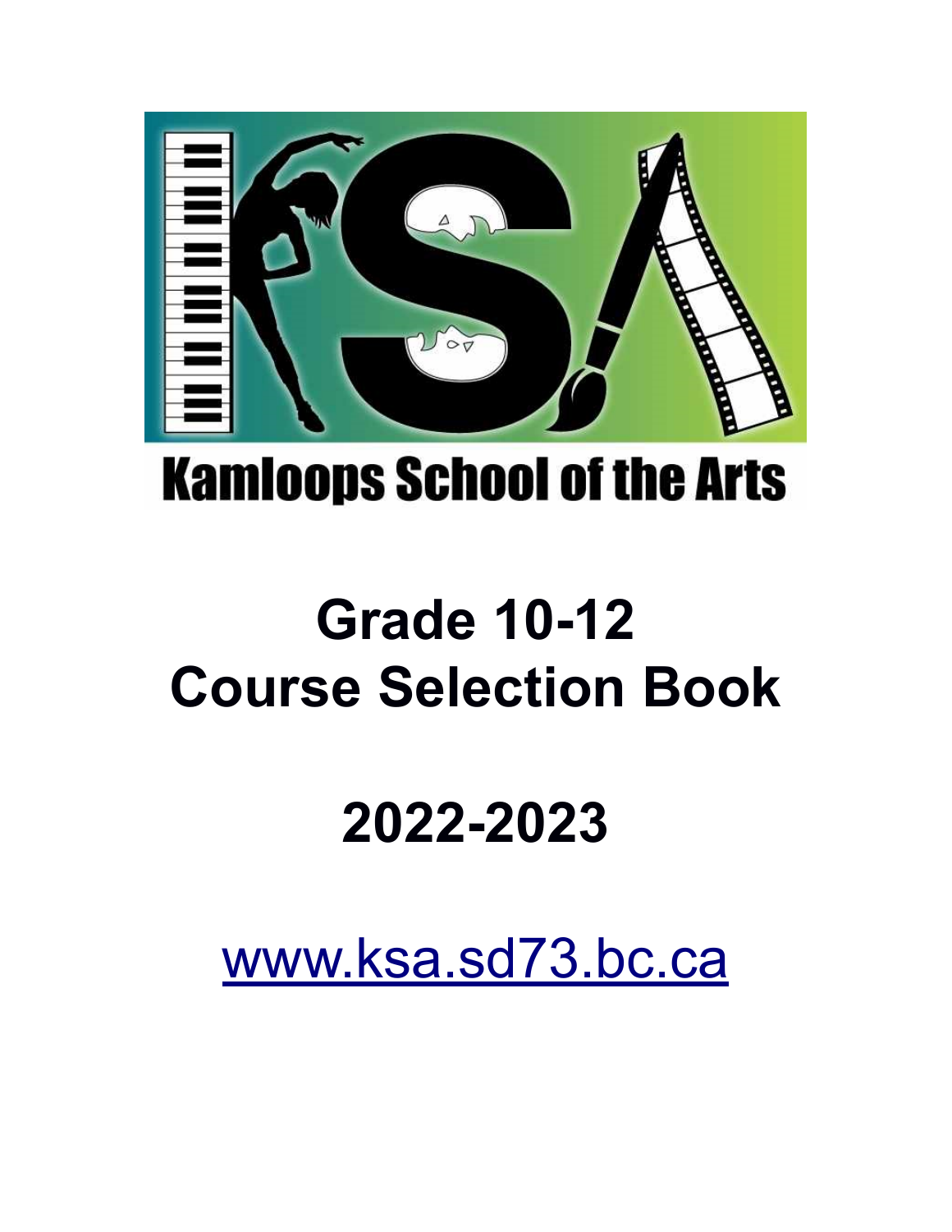Kamloops School of the Arts

# Grade 10-12
# Course Selection Book

# 2022-2023

www.ksa.sd73.bc.ca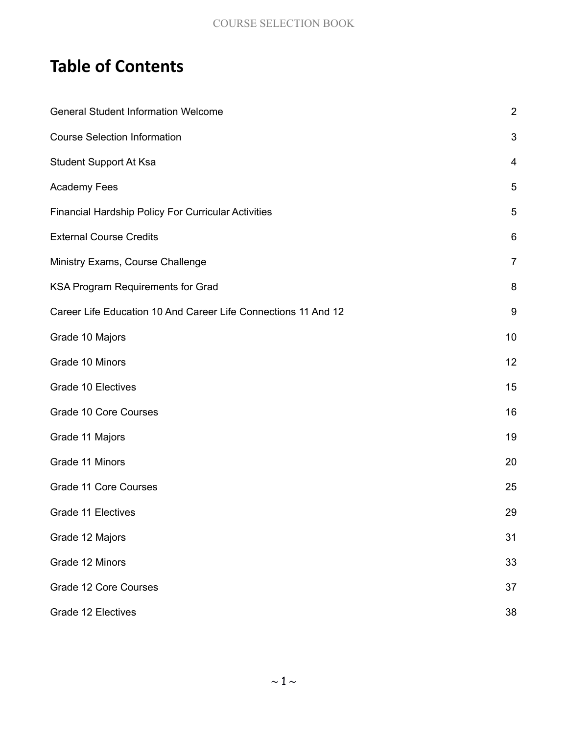# Table of Contents

| | |
|---|---|
| General Student Information Welcome | 2 |
| Course Selection Information | 3 |
| Student Support At Ksa | 4 |
| Academy Fees | 5 |
| Financial Hardship Policy For Curricular Activities | 5 |
| External Course Credits | 6 |
| Ministry Exams, Course Challenge | 7 |
| KSA Program Requirements for Grad | 8 |
| Career Life Education 10 And Career Life Connections 11 And 12 | 9 |
| Grade 10 Majors | 10 |
| Grade 10 Minors | 12 |
| Grade 10 Electives | 15 |
| Grade 10 Core Courses | 16 |
| Grade 11 Majors | 19 |
| Grade 11 Minors | 20 |
| Grade 11 Core Courses | 25 |
| Grade 11 Electives | 29 |
| Grade 12 Majors | 31 |
| Grade 12 Minors | 33 |
| Grade 12 Core Courses | 37 |
| Grade 12 Electives | 38 |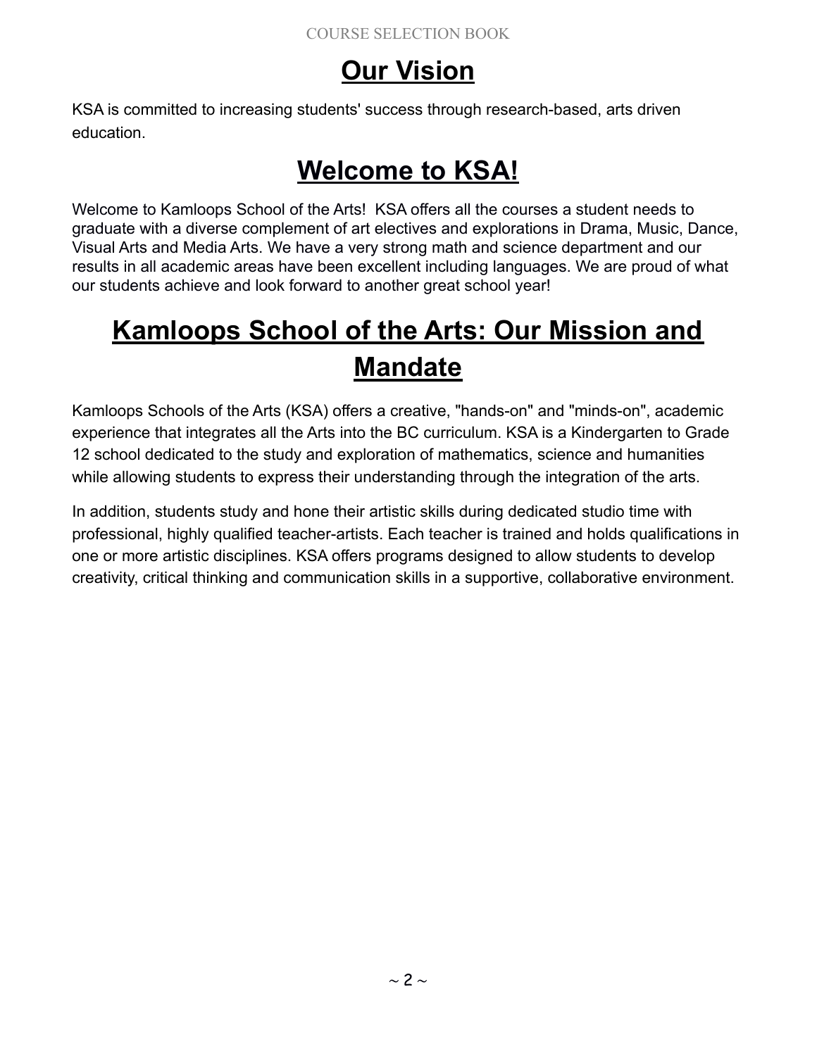# Our Vision

KSA is committed to increasing students' success through research-based, arts driven education.

# Welcome to KSA!

Welcome to Kamloops School of the Arts! KSA offers all the courses a student needs to graduate with a diverse complement of art electives and explorations in Drama, Music, Dance, Visual Arts and Media Arts. We have a very strong math and science department and our results in all academic areas have been excellent including languages. We are proud of what our students achieve and look forward to another great school year!

# Kamloops School of the Arts: Our Mission and Mandate

Kamloops Schools of the Arts (KSA) offers a creative, "hands-on" and "minds-on", academic experience that integrates all the Arts into the BC curriculum. KSA is a Kindergarten to Grade 12 school dedicated to the study and exploration of mathematics, science and humanities while allowing students to express their understanding through the integration of the arts.

In addition, students study and hone their artistic skills during dedicated studio time with professional, highly qualified teacher-artists. Each teacher is trained and holds qualifications in one or more artistic disciplines. KSA offers programs designed to allow students to develop creativity, critical thinking and communication skills in a supportive, collaborative environment.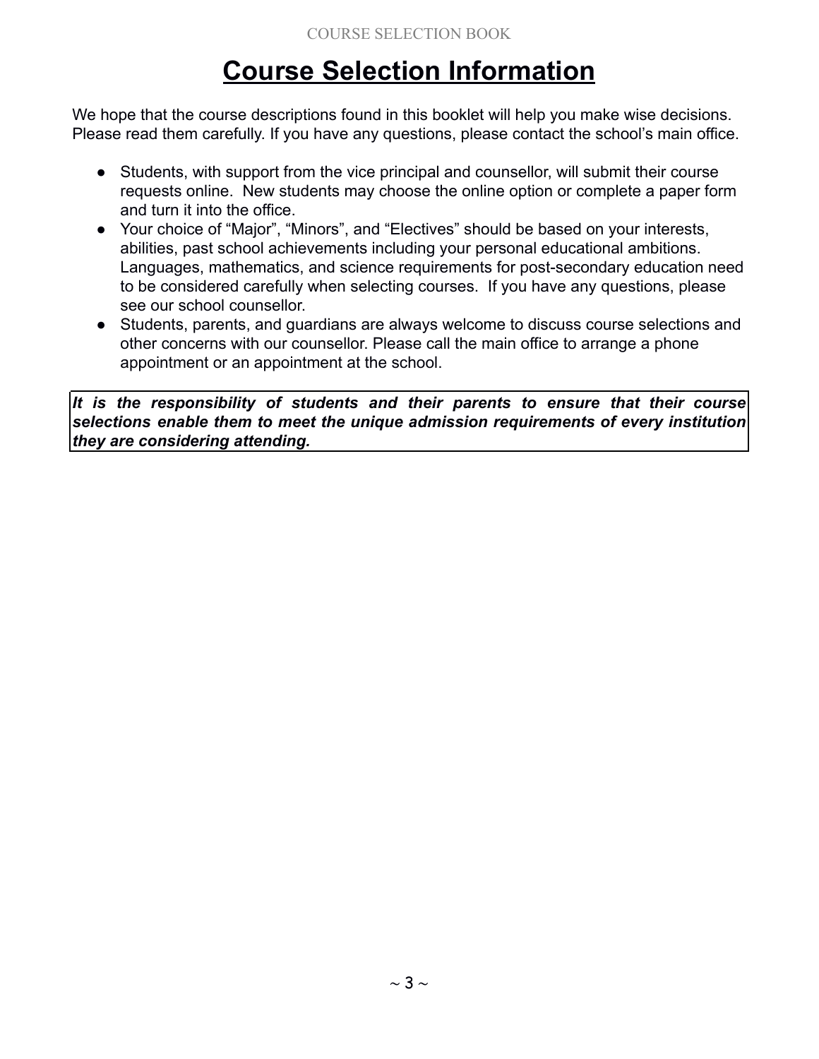# Course Selection Information

We hope that the course descriptions found in this booklet will help you make wise decisions. Please read them carefully. If you have any questions, please contact the school's main office.

- Students, with support from the vice principal and counsellor, will submit their course requests online. New students may choose the online option or complete a paper form and turn it into the office.
- Your choice of "Major", "Minors", and "Electives" should be based on your interests, abilities, past school achievements including your personal educational ambitions. Languages, mathematics, and science requirements for post-secondary education need to be considered carefully when selecting courses. If you have any questions, please see our school counsellor.
- Students, parents, and guardians are always welcome to discuss course selections and other concerns with our counsellor. Please call the main office to arrange a phone appointment or an appointment at the school.

***It is the responsibility of students and their parents to ensure that their course selections enable them to meet the unique admission requirements of every institution they are considering attending.***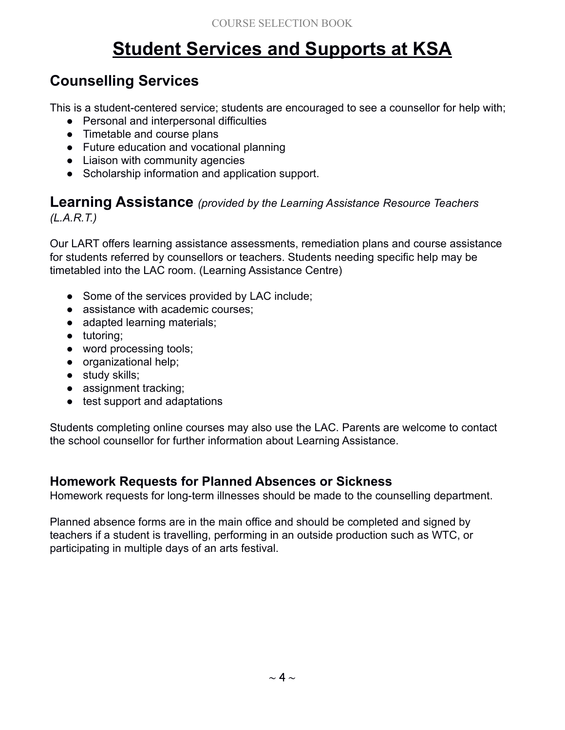# Student Services and Supports at KSA

## Counselling Services

This is a student-centered service; students are encouraged to see a counsellor for help with;

- Personal and interpersonal difficulties
- Timetable and course plans
- Future education and vocational planning
- Liaison with community agencies
- Scholarship information and application support.

## Learning Assistance *(provided by the Learning Assistance Resource Teachers (L.A.R.T.)*

Our LART offers learning assistance assessments, remediation plans and course assistance for students referred by counsellors or teachers. Students needing specific help may be timetabled into the LAC room. (Learning Assistance Centre)

- Some of the services provided by LAC include;
- assistance with academic courses;
- adapted learning materials;
- tutoring;
- word processing tools;
- organizational help;
- study skills;
- assignment tracking;
- test support and adaptations

Students completing online courses may also use the LAC. Parents are welcome to contact the school counsellor for further information about Learning Assistance.

### Homework Requests for Planned Absences or Sickness

Homework requests for long-term illnesses should be made to the counselling department.

Planned absence forms are in the main office and should be completed and signed by teachers if a student is travelling, performing in an outside production such as WTC, or participating in multiple days of an arts festival.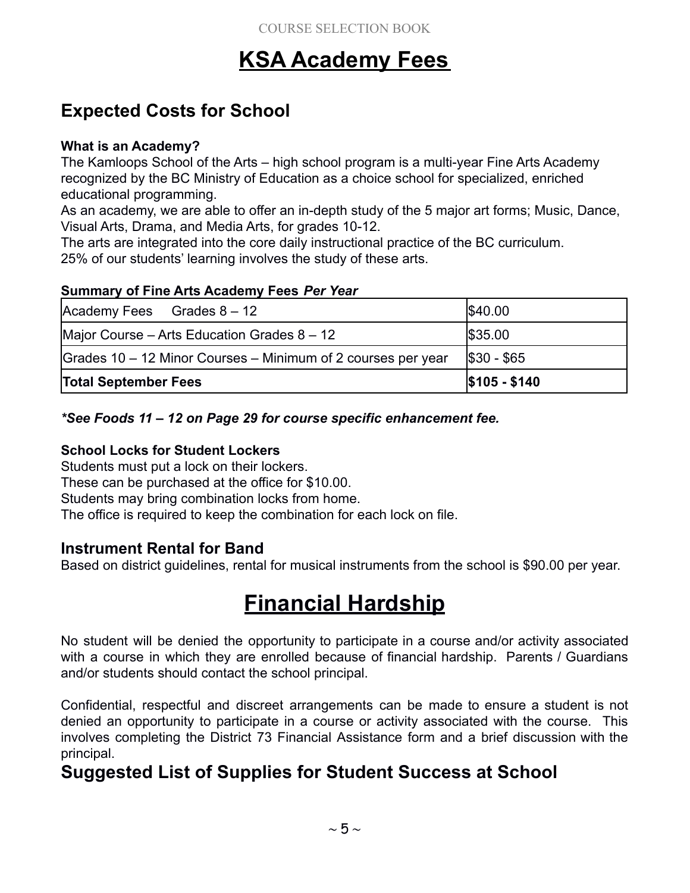# KSA Academy Fees

## Expected Costs for School

**What is an Academy?**

The Kamloops School of the Arts – high school program is a multi-year Fine Arts Academy recognized by the BC Ministry of Education as a choice school for specialized, enriched educational programming.

As an academy, we are able to offer an in-depth study of the 5 major art forms; Music, Dance, Visual Arts, Drama, and Media Arts, for grades 10-12.

The arts are integrated into the core daily instructional practice of the BC curriculum.

25% of our students' learning involves the study of these arts.

**Summary of Fine Arts Academy Fees *Per Year***

| | |
|---|---|
| Academy Fees Grades 8 – 12 | $40.00 |
| Major Course – Arts Education Grades 8 – 12 | $35.00 |
| Grades 10 – 12 Minor Courses – Minimum of 2 courses per year | $30 - $65 |
| **Total September Fees** | **$105 - $140** |

***See Foods 11 – 12 on Page 29 for course specific enhancement fee.***

**School Locks for Student Lockers**

Students must put a lock on their lockers.
These can be purchased at the office for $10.00.
Students may bring combination locks from home.
The office is required to keep the combination for each lock on file.

## Instrument Rental for Band

Based on district guidelines, rental for musical instruments from the school is $90.00 per year.

# Financial Hardship

No student will be denied the opportunity to participate in a course and/or activity associated with a course in which they are enrolled because of financial hardship. Parents / Guardians and/or students should contact the school principal.

Confidential, respectful and discreet arrangements can be made to ensure a student is not denied an opportunity to participate in a course or activity associated with the course. This involves completing the District 73 Financial Assistance form and a brief discussion with the principal.

## Suggested List of Supplies for Student Success at School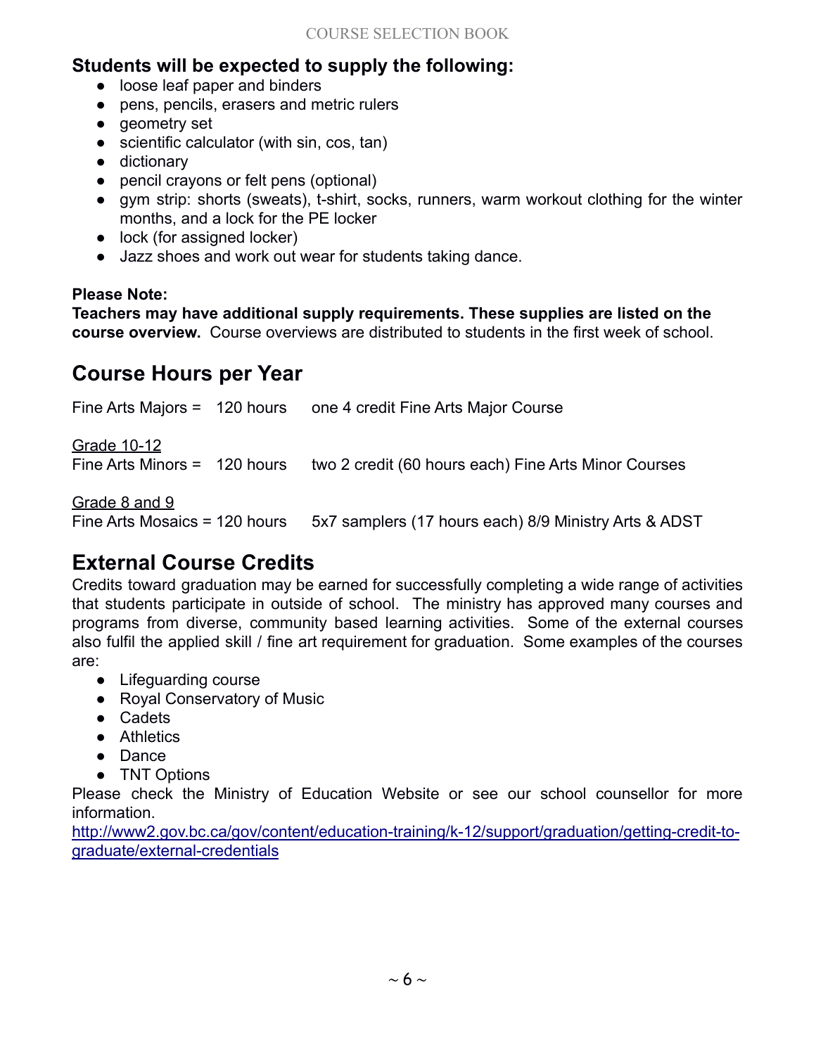**Students will be expected to supply the following:**

- loose leaf paper and binders
- pens, pencils, erasers and metric rulers
- geometry set
- scientific calculator (with sin, cos, tan)
- dictionary
- pencil crayons or felt pens (optional)
- gym strip: shorts (sweats), t-shirt, socks, runners, warm workout clothing for the winter months, and a lock for the PE locker
- lock (for assigned locker)
- Jazz shoes and work out wear for students taking dance.

**Please Note:**
**Teachers may have additional supply requirements. These supplies are listed on the course overview.** Course overviews are distributed to students in the first week of school.

## Course Hours per Year

Fine Arts Majors = 120 hours    one 4 credit Fine Arts Major Course

Grade 10-12
Fine Arts Minors = 120 hours    two 2 credit (60 hours each) Fine Arts Minor Courses

Grade 8 and 9
Fine Arts Mosaics = 120 hours    5x7 samplers (17 hours each) 8/9 Ministry Arts & ADST

## External Course Credits

Credits toward graduation may be earned for successfully completing a wide range of activities that students participate in outside of school. The ministry has approved many courses and programs from diverse, community based learning activities. Some of the external courses also fulfil the applied skill / fine art requirement for graduation. Some examples of the courses are:

- Lifeguarding course
- Royal Conservatory of Music
- Cadets
- Athletics
- Dance
- TNT Options

Please check the Ministry of Education Website or see our school counsellor for more information.
http://www2.gov.bc.ca/gov/content/education-training/k-12/support/graduation/getting-credit-to-graduate/external-credentials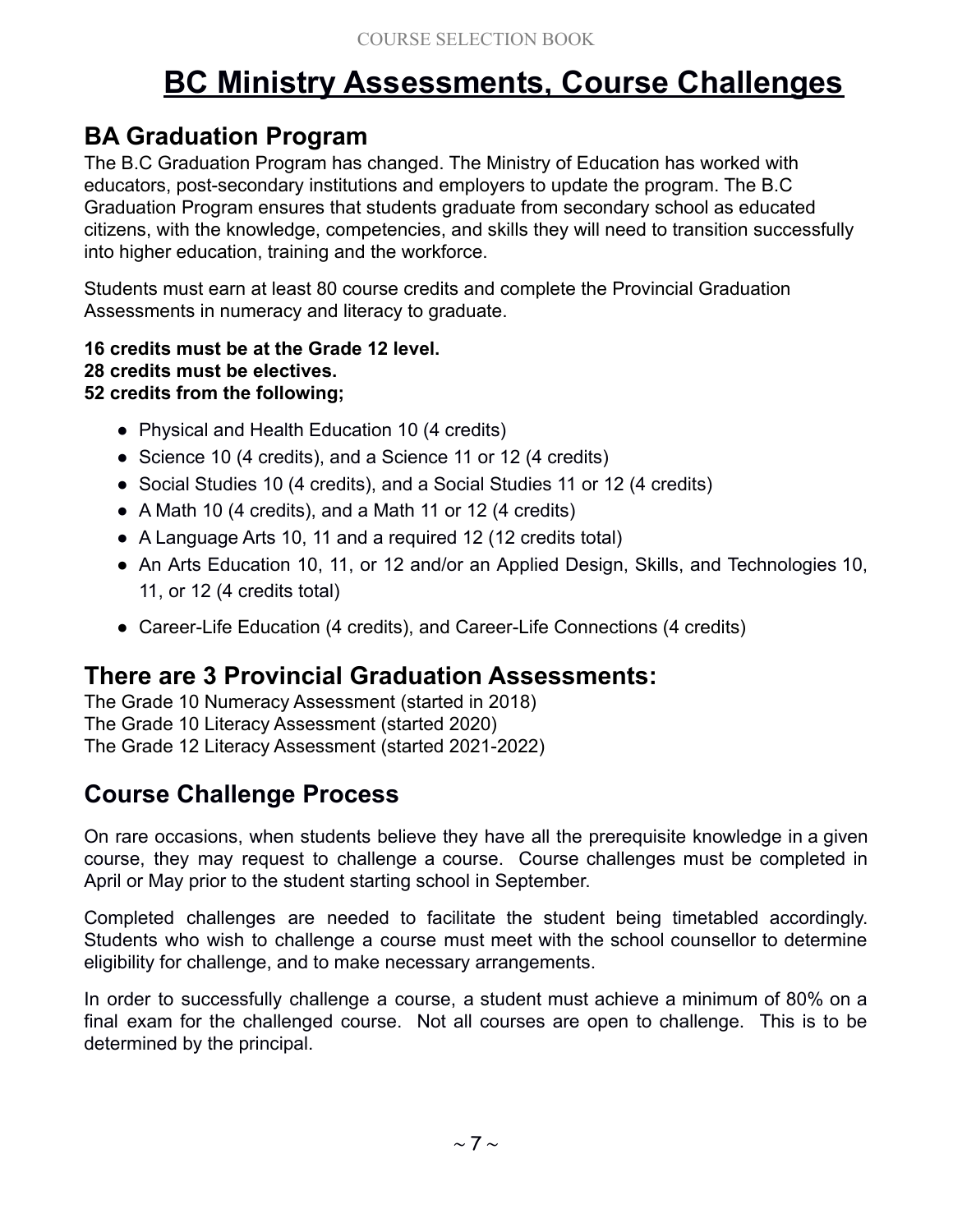# BC Ministry Assessments, Course Challenges

## BA Graduation Program

The B.C Graduation Program has changed. The Ministry of Education has worked with educators, post-secondary institutions and employers to update the program. The B.C Graduation Program ensures that students graduate from secondary school as educated citizens, with the knowledge, competencies, and skills they will need to transition successfully into higher education, training and the workforce.

Students must earn at least 80 course credits and complete the Provincial Graduation Assessments in numeracy and literacy to graduate.

**16 credits must be at the Grade 12 level.**
**28 credits must be electives.**
**52 credits from the following;**

- Physical and Health Education 10 (4 credits)
- Science 10 (4 credits), and a Science 11 or 12 (4 credits)
- Social Studies 10 (4 credits), and a Social Studies 11 or 12 (4 credits)
- A Math 10 (4 credits), and a Math 11 or 12 (4 credits)
- A Language Arts 10, 11 and a required 12 (12 credits total)
- An Arts Education 10, 11, or 12 and/or an Applied Design, Skills, and Technologies 10, 11, or 12 (4 credits total)
- Career-Life Education (4 credits), and Career-Life Connections (4 credits)

## There are 3 Provincial Graduation Assessments:

The Grade 10 Numeracy Assessment (started in 2018)
The Grade 10 Literacy Assessment (started 2020)
The Grade 12 Literacy Assessment (started 2021-2022)

## Course Challenge Process

On rare occasions, when students believe they have all the prerequisite knowledge in a given course, they may request to challenge a course. Course challenges must be completed in April or May prior to the student starting school in September.

Completed challenges are needed to facilitate the student being timetabled accordingly. Students who wish to challenge a course must meet with the school counsellor to determine eligibility for challenge, and to make necessary arrangements.

In order to successfully challenge a course, a student must achieve a minimum of 80% on a final exam for the challenged course. Not all courses are open to challenge. This is to be determined by the principal.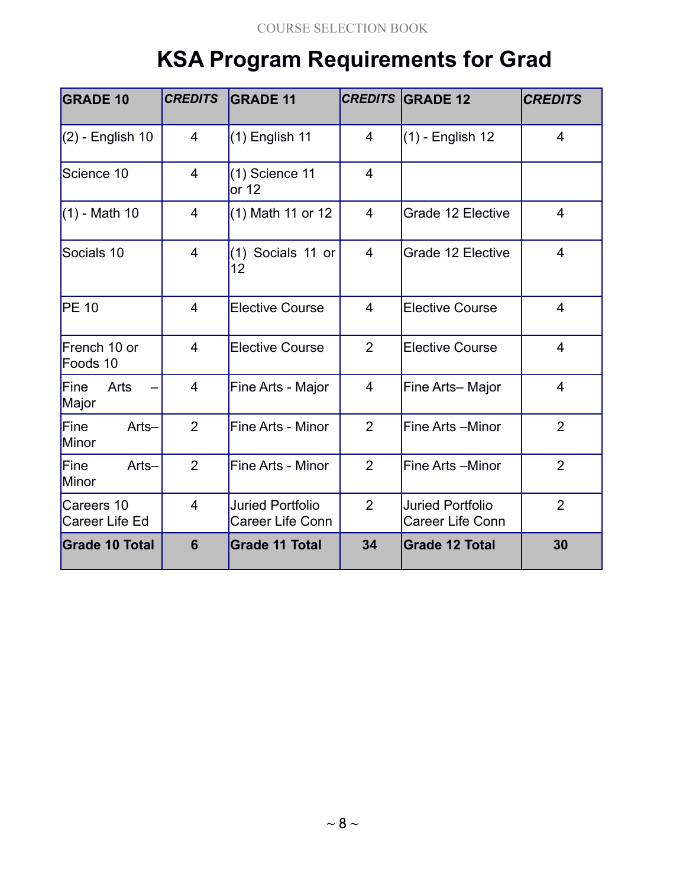# KSA Program Requirements for Grad

| GRADE 10 | *CREDITS* | GRADE 11 | *CREDITS* | GRADE 12 | *CREDITS* |
|---|---|---|---|---|---|
| (2) - English 10 | 4 | (1) English 11 | 4 | (1) - English 12 | 4 |
| Science 10 | 4 | (1) Science 11 or 12 | 4 | | |
| (1) - Math 10 | 4 | (1) Math 11 or 12 | 4 | Grade 12 Elective | 4 |
| Socials 10 | 4 | (1) Socials 11 or 12 | 4 | Grade 12 Elective | 4 |
| PE 10 | 4 | Elective Course | 4 | Elective Course | 4 |
| French 10 or Foods 10 | 4 | Elective Course | 2 | Elective Course | 4 |
| Fine Arts – Major | 4 | Fine Arts - Major | 4 | Fine Arts– Major | 4 |
| Fine Arts– Minor | 2 | Fine Arts - Minor | 2 | Fine Arts –Minor | 2 |
| Fine Arts– Minor | 2 | Fine Arts - Minor | 2 | Fine Arts –Minor | 2 |
| Careers 10 Career Life Ed | 4 | Juried Portfolio Career Life Conn | 2 | Juried Portfolio Career Life Conn | 2 |
| **Grade 10 Total** | **6** | **Grade 11 Total** | **34** | **Grade 12 Total** | **30** |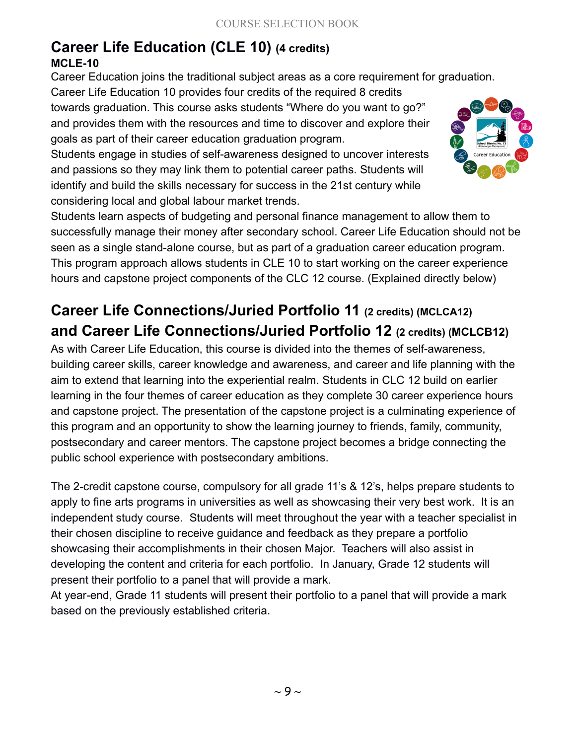## Career Life Education (CLE 10) (4 credits)

**MCLE-10**

Career Education joins the traditional subject areas as a core requirement for graduation. Career Life Education 10 provides four credits of the required 8 credits towards graduation. This course asks students "Where do you want to go?" and provides them with the resources and time to discover and explore their goals as part of their career education graduation program.

Students engage in studies of self-awareness designed to uncover interests and passions so they may link them to potential career paths. Students will identify and build the skills necessary for success in the 21st century while considering local and global labour market trends.

Students learn aspects of budgeting and personal finance management to allow them to successfully manage their money after secondary school. Career Life Education should not be seen as a single stand-alone course, but as part of a graduation career education program. This program approach allows students in CLE 10 to start working on the career experience hours and capstone project components of the CLC 12 course. (Explained directly below)

## Career Life Connections/Juried Portfolio 11 (2 credits) (MCLCA12) and Career Life Connections/Juried Portfolio 12 (2 credits) (MCLCB12)

As with Career Life Education, this course is divided into the themes of self-awareness, building career skills, career knowledge and awareness, and career and life planning with the aim to extend that learning into the experiential realm. Students in CLC 12 build on earlier learning in the four themes of career education as they complete 30 career experience hours and capstone project. The presentation of the capstone project is a culminating experience of this program and an opportunity to show the learning journey to friends, family, community, postsecondary and career mentors. The capstone project becomes a bridge connecting the public school experience with postsecondary ambitions.

The 2-credit capstone course, compulsory for all grade 11's & 12's, helps prepare students to apply to fine arts programs in universities as well as showcasing their very best work. It is an independent study course. Students will meet throughout the year with a teacher specialist in their chosen discipline to receive guidance and feedback as they prepare a portfolio showcasing their accomplishments in their chosen Major. Teachers will also assist in developing the content and criteria for each portfolio. In January, Grade 12 students will present their portfolio to a panel that will provide a mark.

At year-end, Grade 11 students will present their portfolio to a panel that will provide a mark based on the previously established criteria.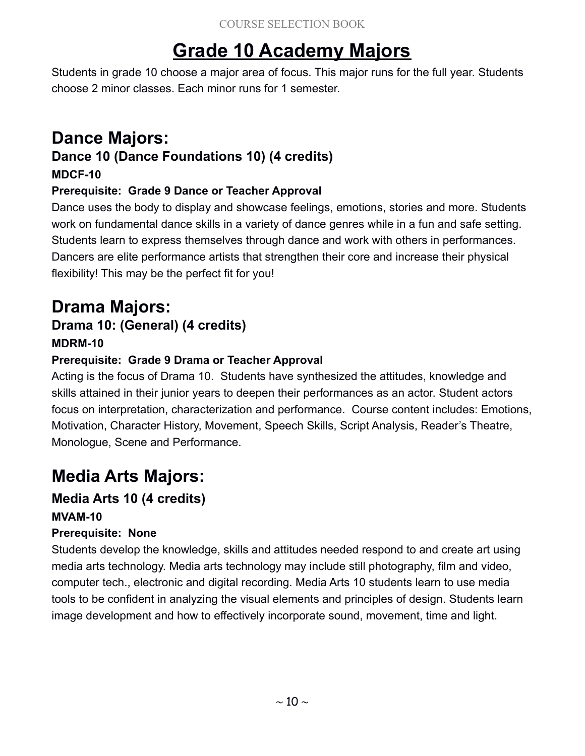# Grade 10 Academy Majors

Students in grade 10 choose a major area of focus. This major runs for the full year. Students choose 2 minor classes. Each minor runs for 1 semester.

## Dance Majors:

### Dance 10 (Dance Foundations 10) (4 credits)

**MDCF-10**

**Prerequisite: Grade 9 Dance or Teacher Approval**

Dance uses the body to display and showcase feelings, emotions, stories and more. Students work on fundamental dance skills in a variety of dance genres while in a fun and safe setting. Students learn to express themselves through dance and work with others in performances. Dancers are elite performance artists that strengthen their core and increase their physical flexibility! This may be the perfect fit for you!

## Drama Majors:

### Drama 10: (General) (4 credits)

**MDRM-10**

**Prerequisite: Grade 9 Drama or Teacher Approval**

Acting is the focus of Drama 10. Students have synthesized the attitudes, knowledge and skills attained in their junior years to deepen their performances as an actor. Student actors focus on interpretation, characterization and performance. Course content includes: Emotions, Motivation, Character History, Movement, Speech Skills, Script Analysis, Reader's Theatre, Monologue, Scene and Performance.

## Media Arts Majors:

### Media Arts 10 (4 credits)

**MVAM-10**

**Prerequisite: None**

Students develop the knowledge, skills and attitudes needed respond to and create art using media arts technology. Media arts technology may include still photography, film and video, computer tech., electronic and digital recording. Media Arts 10 students learn to use media tools to be confident in analyzing the visual elements and principles of design. Students learn image development and how to effectively incorporate sound, movement, time and light.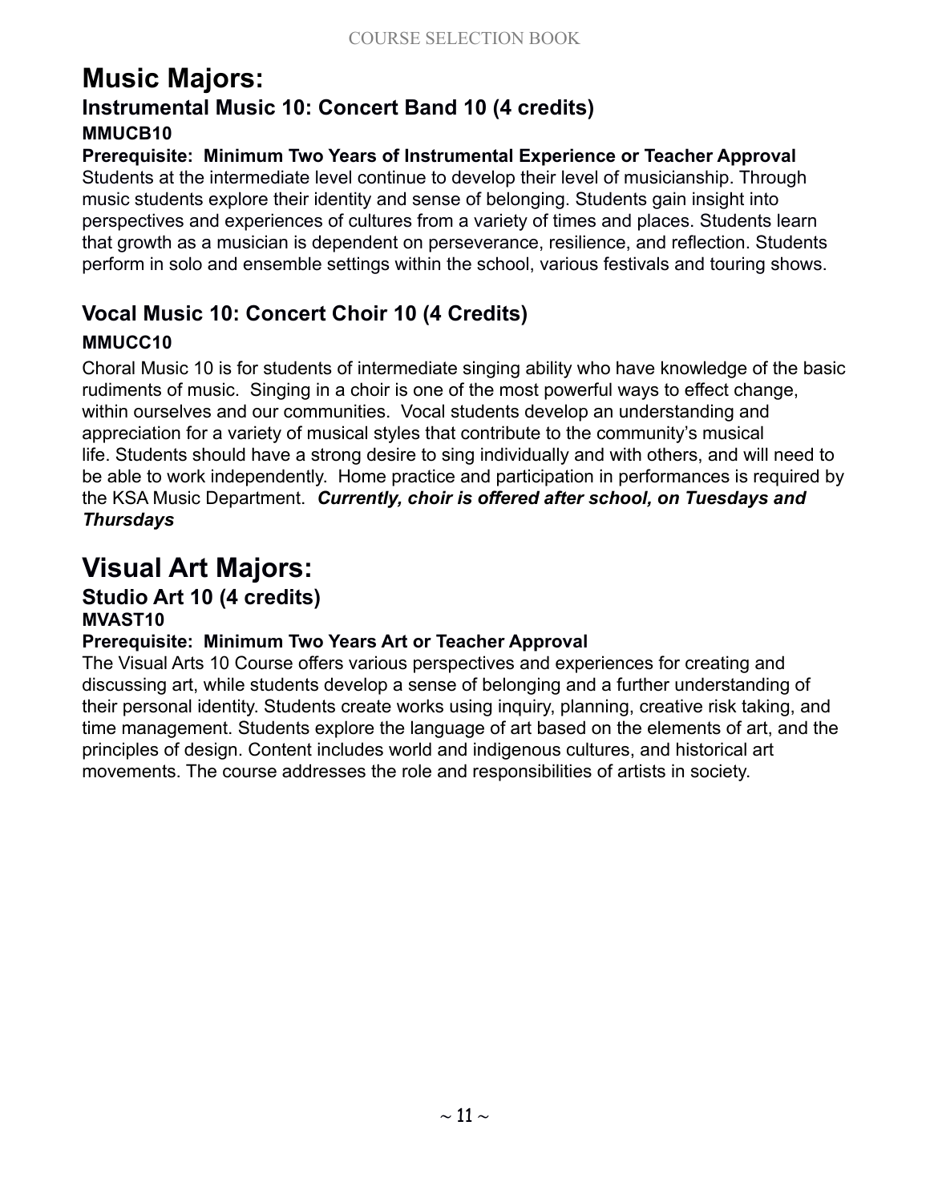# Music Majors:

## Instrumental Music 10: Concert Band 10 (4 credits)

**MMUCB10**

**Prerequisite: Minimum Two Years of Instrumental Experience or Teacher Approval**

Students at the intermediate level continue to develop their level of musicianship. Through music students explore their identity and sense of belonging. Students gain insight into perspectives and experiences of cultures from a variety of times and places. Students learn that growth as a musician is dependent on perseverance, resilience, and reflection. Students perform in solo and ensemble settings within the school, various festivals and touring shows.

## Vocal Music 10: Concert Choir 10 (4 Credits)

**MMUCC10**

Choral Music 10 is for students of intermediate singing ability who have knowledge of the basic rudiments of music. Singing in a choir is one of the most powerful ways to effect change, within ourselves and our communities. Vocal students develop an understanding and appreciation for a variety of musical styles that contribute to the community's musical life. Students should have a strong desire to sing individually and with others, and will need to be able to work independently. Home practice and participation in performances is required by the KSA Music Department. ***Currently, choir is offered after school, on Tuesdays and Thursdays***

# Visual Art Majors:

## Studio Art 10 (4 credits)

**MVAST10**

**Prerequisite: Minimum Two Years Art or Teacher Approval**

The Visual Arts 10 Course offers various perspectives and experiences for creating and discussing art, while students develop a sense of belonging and a further understanding of their personal identity. Students create works using inquiry, planning, creative risk taking, and time management. Students explore the language of art based on the elements of art, and the principles of design. Content includes world and indigenous cultures, and historical art movements. The course addresses the role and responsibilities of artists in society.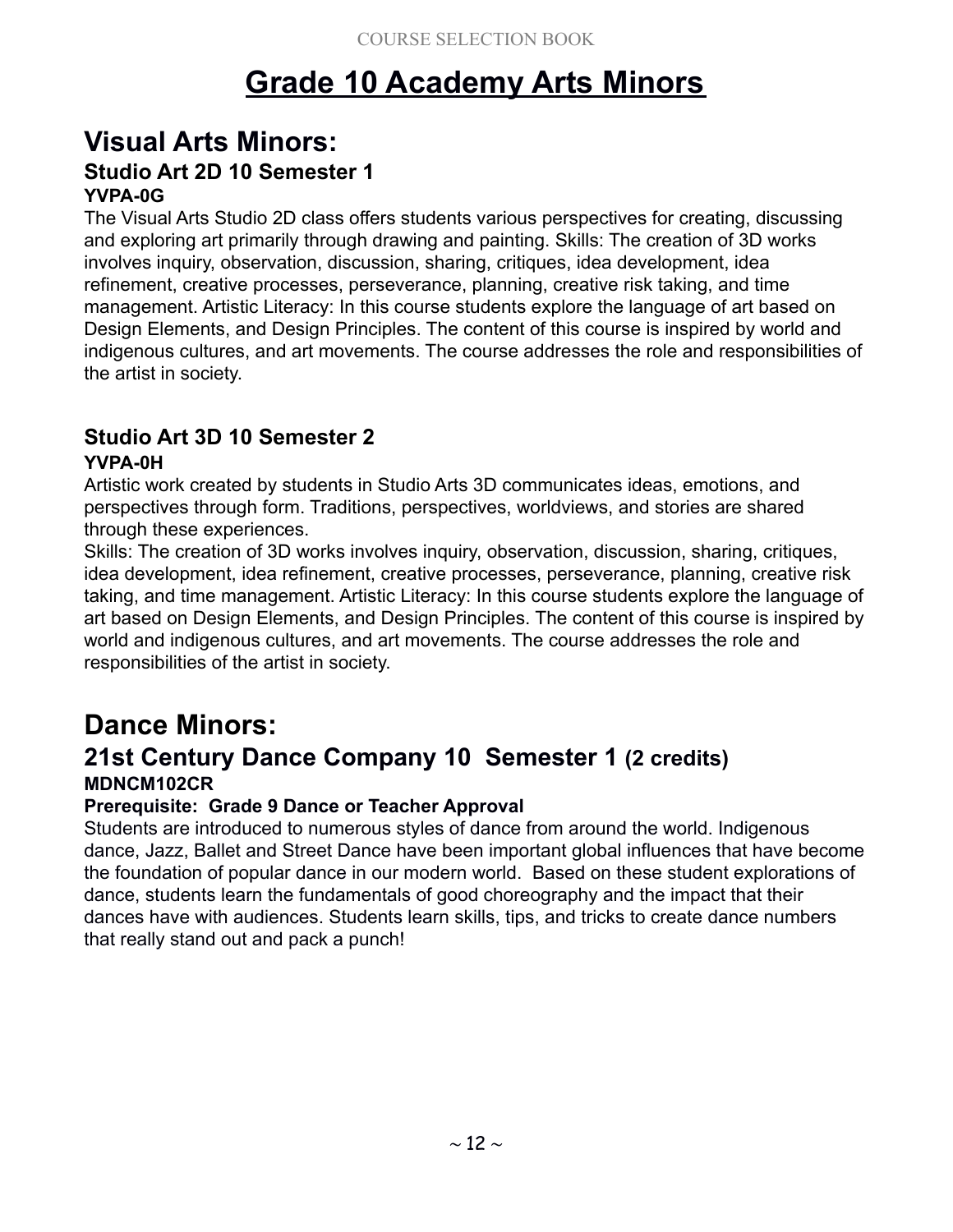# Grade 10 Academy Arts Minors

## Visual Arts Minors:

### Studio Art 2D 10 Semester 1

**YVPA-0G**

The Visual Arts Studio 2D class offers students various perspectives for creating, discussing and exploring art primarily through drawing and painting. Skills: The creation of 3D works involves inquiry, observation, discussion, sharing, critiques, idea development, idea refinement, creative processes, perseverance, planning, creative risk taking, and time management. Artistic Literacy: In this course students explore the language of art based on Design Elements, and Design Principles. The content of this course is inspired by world and indigenous cultures, and art movements. The course addresses the role and responsibilities of the artist in society.

### Studio Art 3D 10 Semester 2

**YVPA-0H**

Artistic work created by students in Studio Arts 3D communicates ideas, emotions, and perspectives through form. Traditions, perspectives, worldviews, and stories are shared through these experiences.

Skills: The creation of 3D works involves inquiry, observation, discussion, sharing, critiques, idea development, idea refinement, creative processes, perseverance, planning, creative risk taking, and time management. Artistic Literacy: In this course students explore the language of art based on Design Elements, and Design Principles. The content of this course is inspired by world and indigenous cultures, and art movements. The course addresses the role and responsibilities of the artist in society.

## Dance Minors:

### 21st Century Dance Company 10 Semester 1 (2 credits)

**MDNCM102CR**

**Prerequisite: Grade 9 Dance or Teacher Approval**

Students are introduced to numerous styles of dance from around the world. Indigenous dance, Jazz, Ballet and Street Dance have been important global influences that have become the foundation of popular dance in our modern world. Based on these student explorations of dance, students learn the fundamentals of good choreography and the impact that their dances have with audiences. Students learn skills, tips, and tricks to create dance numbers that really stand out and pack a punch!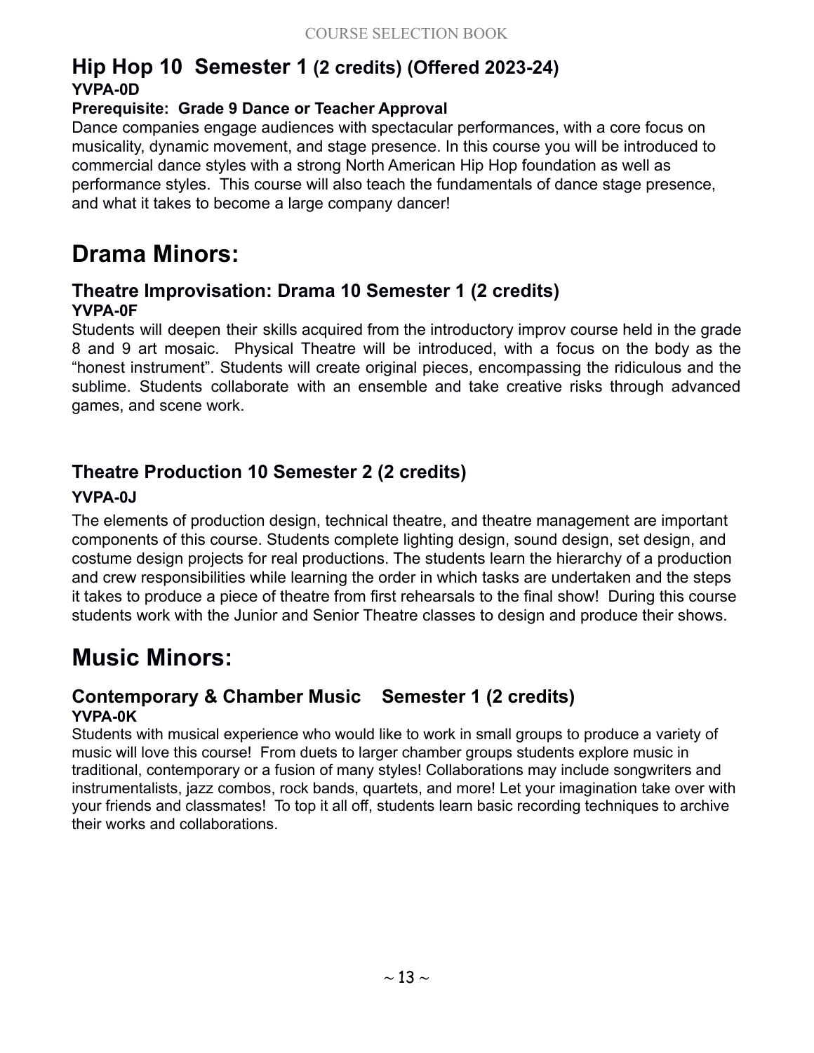### Hip Hop 10 Semester 1 (2 credits) (Offered 2023-24)

**YVPA-0D**

**Prerequisite: Grade 9 Dance or Teacher Approval**

Dance companies engage audiences with spectacular performances, with a core focus on musicality, dynamic movement, and stage presence. In this course you will be introduced to commercial dance styles with a strong North American Hip Hop foundation as well as performance styles. This course will also teach the fundamentals of dance stage presence, and what it takes to become a large company dancer!

## Drama Minors:

### Theatre Improvisation: Drama 10 Semester 1 (2 credits)

**YVPA-0F**

Students will deepen their skills acquired from the introductory improv course held in the grade 8 and 9 art mosaic. Physical Theatre will be introduced, with a focus on the body as the "honest instrument". Students will create original pieces, encompassing the ridiculous and the sublime. Students collaborate with an ensemble and take creative risks through advanced games, and scene work.

### Theatre Production 10 Semester 2 (2 credits)

**YVPA-0J**

The elements of production design, technical theatre, and theatre management are important components of this course. Students complete lighting design, sound design, set design, and costume design projects for real productions. The students learn the hierarchy of a production and crew responsibilities while learning the order in which tasks are undertaken and the steps it takes to produce a piece of theatre from first rehearsals to the final show! During this course students work with the Junior and Senior Theatre classes to design and produce their shows.

## Music Minors:

### Contemporary & Chamber Music Semester 1 (2 credits)

**YVPA-0K**

Students with musical experience who would like to work in small groups to produce a variety of music will love this course! From duets to larger chamber groups students explore music in traditional, contemporary or a fusion of many styles! Collaborations may include songwriters and instrumentalists, jazz combos, rock bands, quartets, and more! Let your imagination take over with your friends and classmates! To top it all off, students learn basic recording techniques to archive their works and collaborations.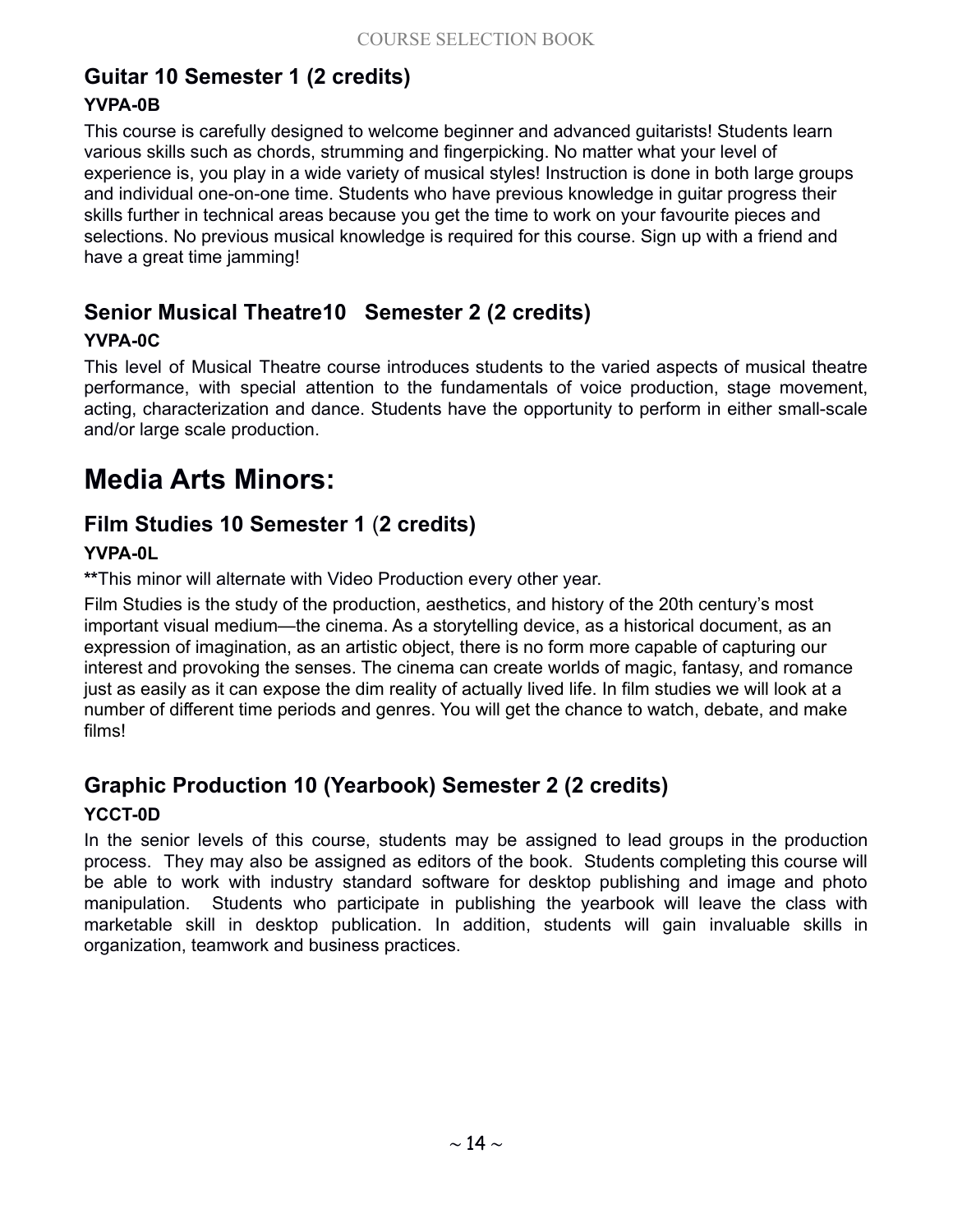### Guitar 10 Semester 1 (2 credits)

**YVPA-0B**

This course is carefully designed to welcome beginner and advanced guitarists! Students learn various skills such as chords, strumming and fingerpicking. No matter what your level of experience is, you play in a wide variety of musical styles! Instruction is done in both large groups and individual one-on-one time. Students who have previous knowledge in guitar progress their skills further in technical areas because you get the time to work on your favourite pieces and selections. No previous musical knowledge is required for this course. Sign up with a friend and have a great time jamming!

### Senior Musical Theatre10   Semester 2 (2 credits)

**YVPA-0C**

This level of Musical Theatre course introduces students to the varied aspects of musical theatre performance, with special attention to the fundamentals of voice production, stage movement, acting, characterization and dance. Students have the opportunity to perform in either small-scale and/or large scale production.

## Media Arts Minors:

### Film Studies 10 Semester 1 (2 credits)

**YVPA-0L**

**This minor will alternate with Video Production every other year.

Film Studies is the study of the production, aesthetics, and history of the 20th century's most important visual medium—the cinema. As a storytelling device, as a historical document, as an expression of imagination, as an artistic object, there is no form more capable of capturing our interest and provoking the senses. The cinema can create worlds of magic, fantasy, and romance just as easily as it can expose the dim reality of actually lived life. In film studies we will look at a number of different time periods and genres. You will get the chance to watch, debate, and make films!

### Graphic Production 10 (Yearbook) Semester 2 (2 credits)

**YCCT-0D**

In the senior levels of this course, students may be assigned to lead groups in the production process. They may also be assigned as editors of the book. Students completing this course will be able to work with industry standard software for desktop publishing and image and photo manipulation. Students who participate in publishing the yearbook will leave the class with marketable skill in desktop publication. In addition, students will gain invaluable skills in organization, teamwork and business practices.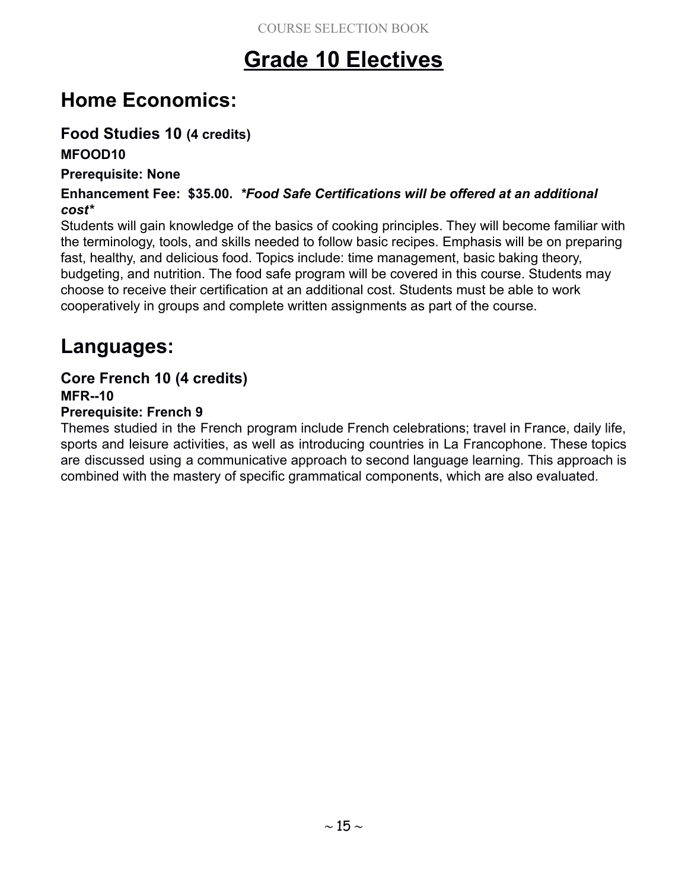# Grade 10 Electives

## Home Economics:

### Food Studies 10 (4 credits)

**MFOOD10**

**Prerequisite: None**

**Enhancement Fee: $35.00.** ***\*Food Safe Certifications will be offered at an additional cost\****

Students will gain knowledge of the basics of cooking principles. They will become familiar with the terminology, tools, and skills needed to follow basic recipes. Emphasis will be on preparing fast, healthy, and delicious food. Topics include: time management, basic baking theory, budgeting, and nutrition. The food safe program will be covered in this course. Students may choose to receive their certification at an additional cost. Students must be able to work cooperatively in groups and complete written assignments as part of the course.

## Languages:

### Core French 10 (4 credits)

**MFR--10**

**Prerequisite: French 9**

Themes studied in the French program include French celebrations; travel in France, daily life, sports and leisure activities, as well as introducing countries in La Francophone. These topics are discussed using a communicative approach to second language learning. This approach is combined with the mastery of specific grammatical components, which are also evaluated.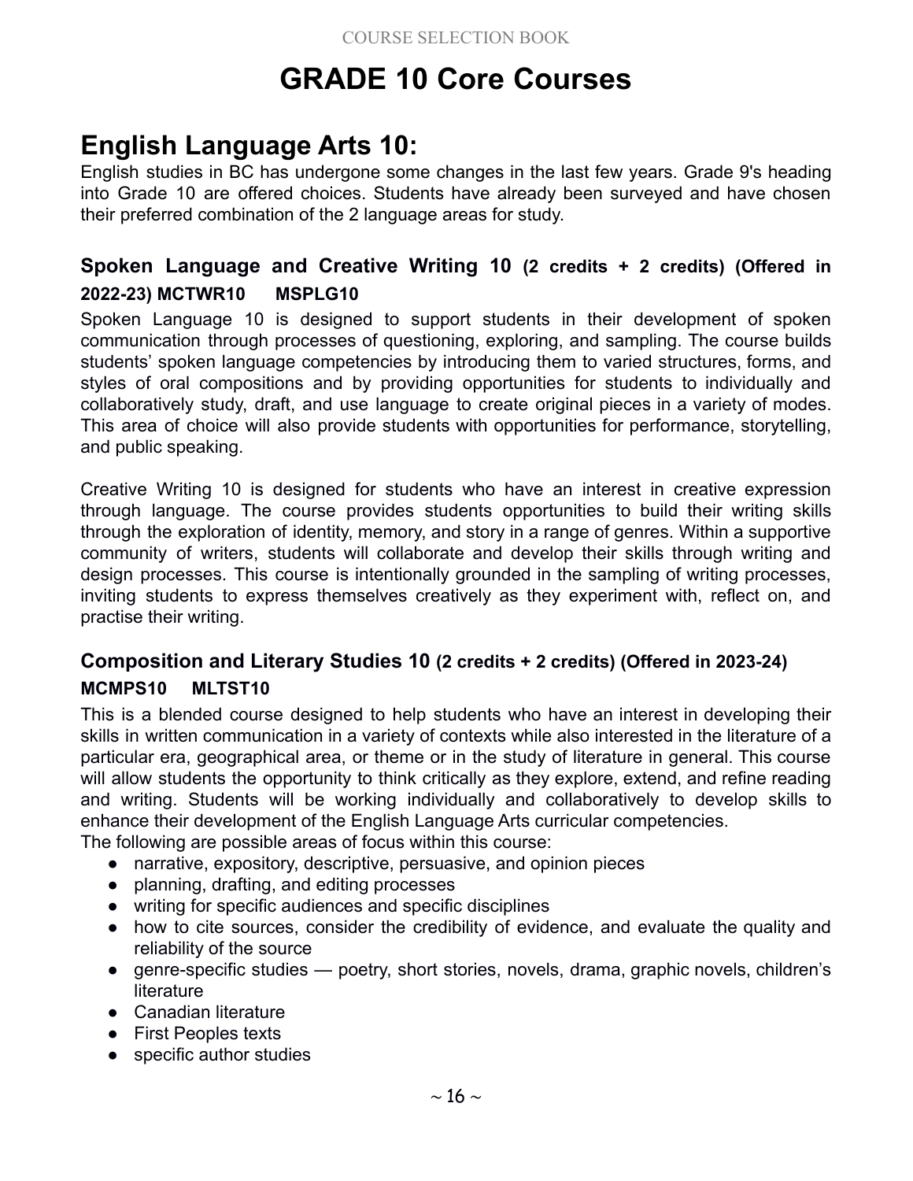# GRADE 10 Core Courses

## English Language Arts 10:

English studies in BC has undergone some changes in the last few years. Grade 9's heading into Grade 10 are offered choices. Students have already been surveyed and have chosen their preferred combination of the 2 language areas for study.

### Spoken Language and Creative Writing 10 (2 credits + 2 credits) (Offered in 2022-23) MCTWR10 MSPLG10

Spoken Language 10 is designed to support students in their development of spoken communication through processes of questioning, exploring, and sampling. The course builds students' spoken language competencies by introducing them to varied structures, forms, and styles of oral compositions and by providing opportunities for students to individually and collaboratively study, draft, and use language to create original pieces in a variety of modes. This area of choice will also provide students with opportunities for performance, storytelling, and public speaking.

Creative Writing 10 is designed for students who have an interest in creative expression through language. The course provides students opportunities to build their writing skills through the exploration of identity, memory, and story in a range of genres. Within a supportive community of writers, students will collaborate and develop their skills through writing and design processes. This course is intentionally grounded in the sampling of writing processes, inviting students to express themselves creatively as they experiment with, reflect on, and practise their writing.

### Composition and Literary Studies 10 (2 credits + 2 credits) (Offered in 2023-24) MCMPS10 MLTST10

This is a blended course designed to help students who have an interest in developing their skills in written communication in a variety of contexts while also interested in the literature of a particular era, geographical area, or theme or in the study of literature in general. This course will allow students the opportunity to think critically as they explore, extend, and refine reading and writing. Students will be working individually and collaboratively to develop skills to enhance their development of the English Language Arts curricular competencies.

The following are possible areas of focus within this course:

- narrative, expository, descriptive, persuasive, and opinion pieces
- planning, drafting, and editing processes
- writing for specific audiences and specific disciplines
- how to cite sources, consider the credibility of evidence, and evaluate the quality and reliability of the source
- genre-specific studies — poetry, short stories, novels, drama, graphic novels, children's literature
- Canadian literature
- First Peoples texts
- specific author studies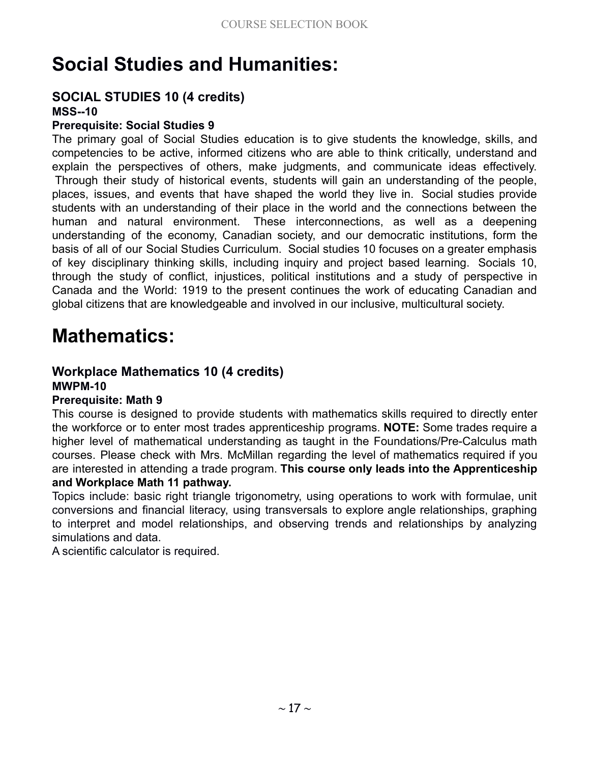# Social Studies and Humanities:

### SOCIAL STUDIES 10 (4 credits)
**MSS--10**
**Prerequisite: Social Studies 9**

The primary goal of Social Studies education is to give students the knowledge, skills, and competencies to be active, informed citizens who are able to think critically, understand and explain the perspectives of others, make judgments, and communicate ideas effectively. Through their study of historical events, students will gain an understanding of the people, places, issues, and events that have shaped the world they live in. Social studies provide students with an understanding of their place in the world and the connections between the human and natural environment. These interconnections, as well as a deepening understanding of the economy, Canadian society, and our democratic institutions, form the basis of all of our Social Studies Curriculum. Social studies 10 focuses on a greater emphasis of key disciplinary thinking skills, including inquiry and project based learning. Socials 10, through the study of conflict, injustices, political institutions and a study of perspective in Canada and the World: 1919 to the present continues the work of educating Canadian and global citizens that are knowledgeable and involved in our inclusive, multicultural society.

# Mathematics:

### Workplace Mathematics 10 (4 credits)
**MWPM-10**
**Prerequisite: Math 9**

This course is designed to provide students with mathematics skills required to directly enter the workforce or to enter most trades apprenticeship programs. **NOTE:** Some trades require a higher level of mathematical understanding as taught in the Foundations/Pre-Calculus math courses. Please check with Mrs. McMillan regarding the level of mathematics required if you are interested in attending a trade program. **This course only leads into the Apprenticeship and Workplace Math 11 pathway.**

Topics include: basic right triangle trigonometry, using operations to work with formulae, unit conversions and financial literacy, using transversals to explore angle relationships, graphing to interpret and model relationships, and observing trends and relationships by analyzing simulations and data.

A scientific calculator is required.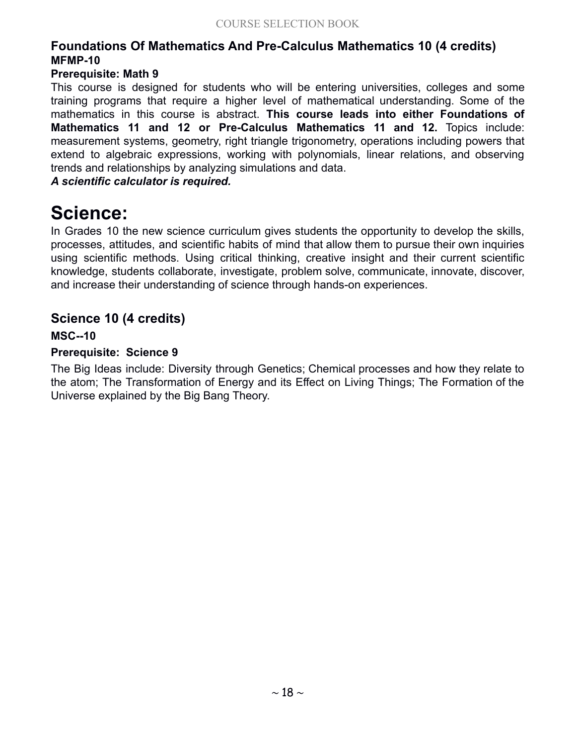### Foundations Of Mathematics And Pre-Calculus Mathematics 10 (4 credits)
**MFMP-10**

**Prerequisite: Math 9**

This course is designed for students who will be entering universities, colleges and some training programs that require a higher level of mathematical understanding. Some of the mathematics in this course is abstract. **This course leads into either Foundations of Mathematics 11 and 12 or Pre-Calculus Mathematics 11 and 12.** Topics include: measurement systems, geometry, right triangle trigonometry, operations including powers that extend to algebraic expressions, working with polynomials, linear relations, and observing trends and relationships by analyzing simulations and data.

***A scientific calculator is required.***

# Science:

In Grades 10 the new science curriculum gives students the opportunity to develop the skills, processes, attitudes, and scientific habits of mind that allow them to pursue their own inquiries using scientific methods. Using critical thinking, creative insight and their current scientific knowledge, students collaborate, investigate, problem solve, communicate, innovate, discover, and increase their understanding of science through hands-on experiences.

## Science 10 (4 credits)

**MSC--10**

**Prerequisite: Science 9**

The Big Ideas include: Diversity through Genetics; Chemical processes and how they relate to the atom; The Transformation of Energy and its Effect on Living Things; The Formation of the Universe explained by the Big Bang Theory.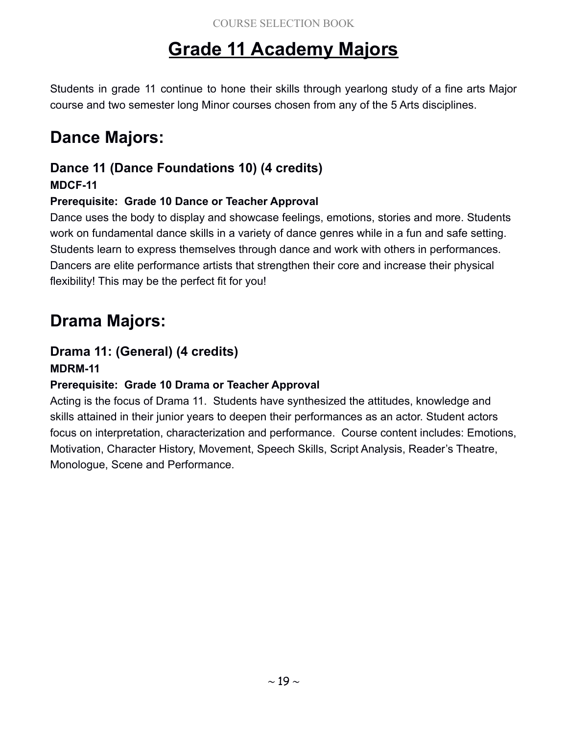# Grade 11 Academy Majors

Students in grade 11 continue to hone their skills through yearlong study of a fine arts Major course and two semester long Minor courses chosen from any of the 5 Arts disciplines.

## Dance Majors:

### Dance 11 (Dance Foundations 10) (4 credits)

**MDCF-11**

**Prerequisite: Grade 10 Dance or Teacher Approval**

Dance uses the body to display and showcase feelings, emotions, stories and more. Students work on fundamental dance skills in a variety of dance genres while in a fun and safe setting. Students learn to express themselves through dance and work with others in performances. Dancers are elite performance artists that strengthen their core and increase their physical flexibility! This may be the perfect fit for you!

## Drama Majors:

### Drama 11: (General) (4 credits)

**MDRM-11**

**Prerequisite: Grade 10 Drama or Teacher Approval**

Acting is the focus of Drama 11. Students have synthesized the attitudes, knowledge and skills attained in their junior years to deepen their performances as an actor. Student actors focus on interpretation, characterization and performance. Course content includes: Emotions, Motivation, Character History, Movement, Speech Skills, Script Analysis, Reader's Theatre, Monologue, Scene and Performance.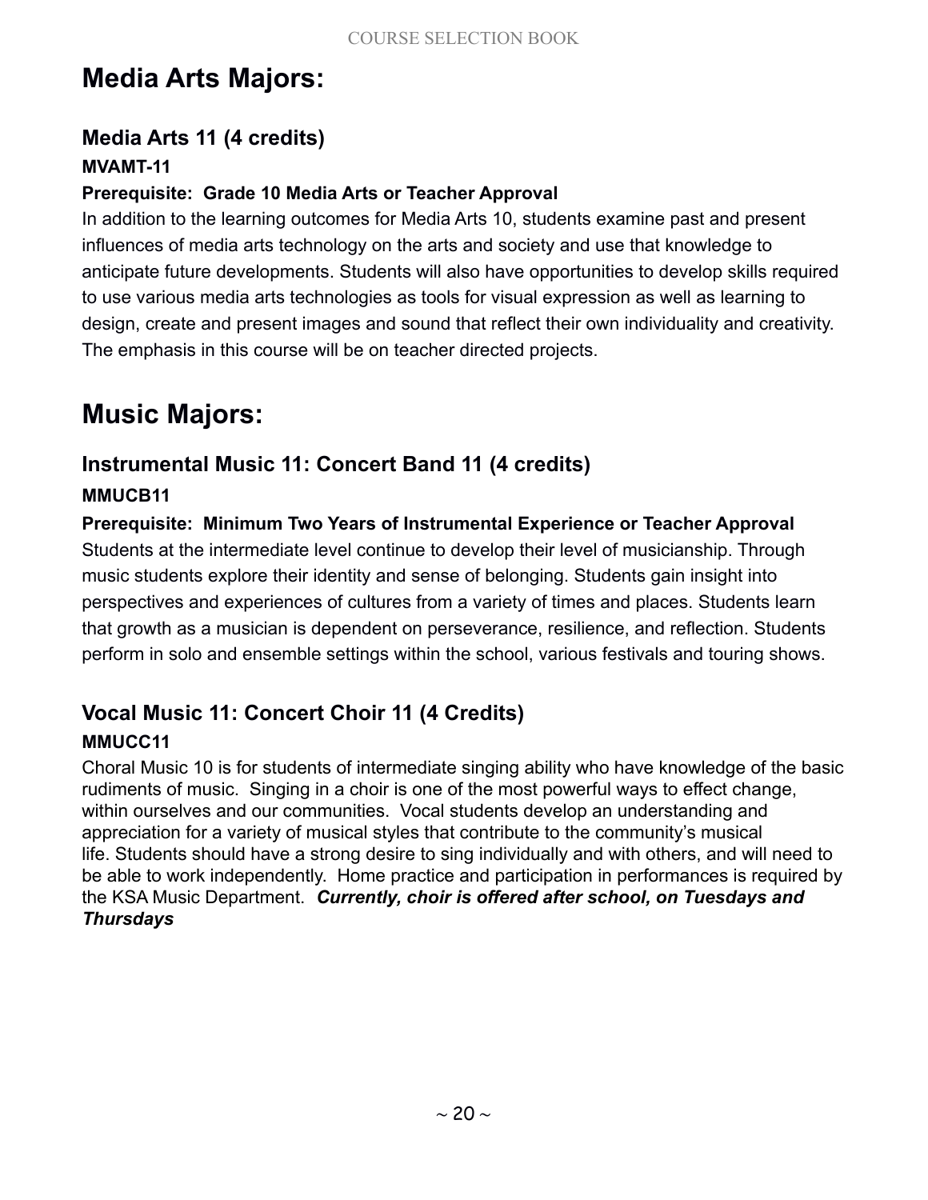# Media Arts Majors:

## Media Arts 11 (4 credits)

**MVAMT-11**

**Prerequisite: Grade 10 Media Arts or Teacher Approval**

In addition to the learning outcomes for Media Arts 10, students examine past and present influences of media arts technology on the arts and society and use that knowledge to anticipate future developments. Students will also have opportunities to develop skills required to use various media arts technologies as tools for visual expression as well as learning to design, create and present images and sound that reflect their own individuality and creativity. The emphasis in this course will be on teacher directed projects.

# Music Majors:

## Instrumental Music 11: Concert Band 11 (4 credits)

**MMUCB11**

**Prerequisite: Minimum Two Years of Instrumental Experience or Teacher Approval**

Students at the intermediate level continue to develop their level of musicianship. Through music students explore their identity and sense of belonging. Students gain insight into perspectives and experiences of cultures from a variety of times and places. Students learn that growth as a musician is dependent on perseverance, resilience, and reflection. Students perform in solo and ensemble settings within the school, various festivals and touring shows.

## Vocal Music 11: Concert Choir 11 (4 Credits)

**MMUCC11**

Choral Music 10 is for students of intermediate singing ability who have knowledge of the basic rudiments of music. Singing in a choir is one of the most powerful ways to effect change, within ourselves and our communities. Vocal students develop an understanding and appreciation for a variety of musical styles that contribute to the community's musical life. Students should have a strong desire to sing individually and with others, and will need to be able to work independently. Home practice and participation in performances is required by the KSA Music Department. ***Currently, choir is offered after school, on Tuesdays and Thursdays***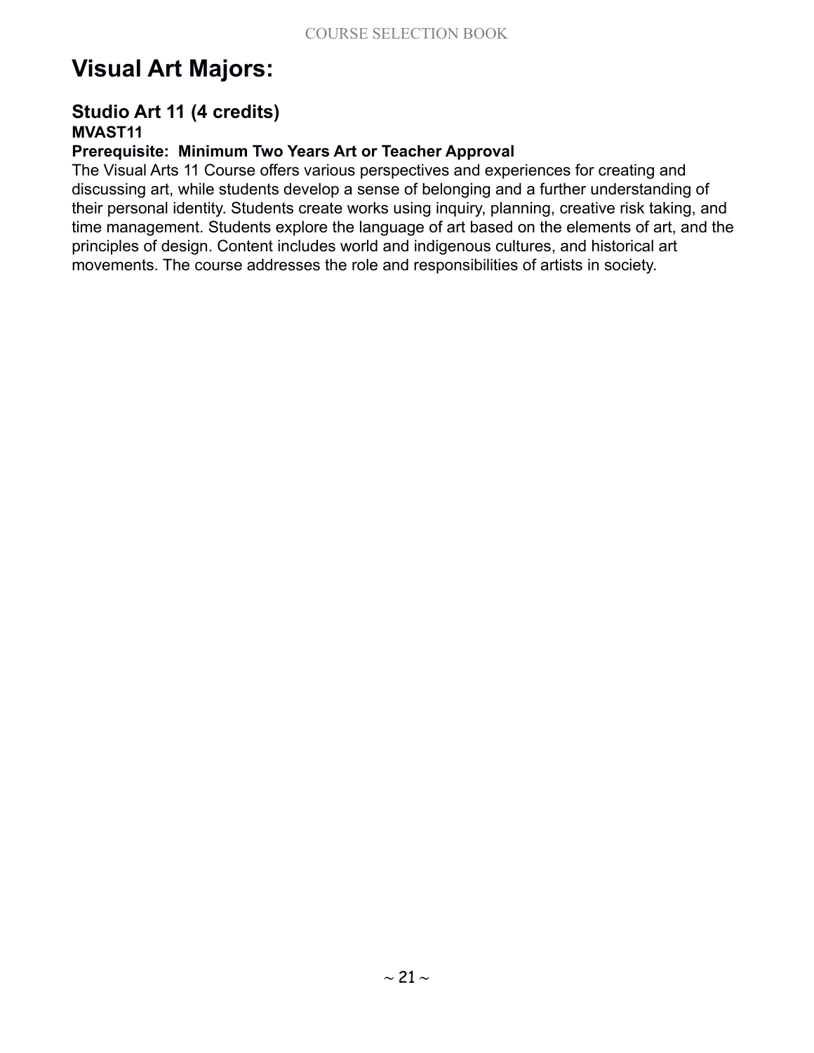# Visual Art Majors:

## Studio Art 11 (4 credits)

**MVAST11**

**Prerequisite: Minimum Two Years Art or Teacher Approval**

The Visual Arts 11 Course offers various perspectives and experiences for creating and discussing art, while students develop a sense of belonging and a further understanding of their personal identity. Students create works using inquiry, planning, creative risk taking, and time management. Students explore the language of art based on the elements of art, and the principles of design. Content includes world and indigenous cultures, and historical art movements. The course addresses the role and responsibilities of artists in society.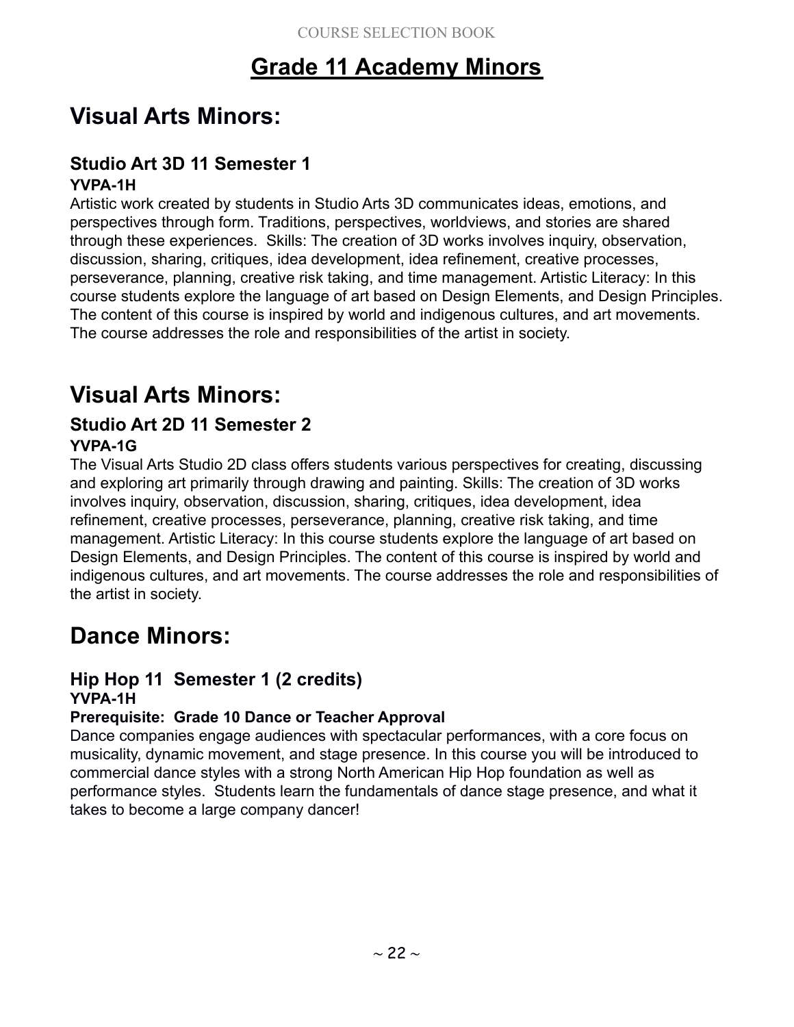# Grade 11 Academy Minors

## Visual Arts Minors:

### Studio Art 3D 11 Semester 1

**YVPA-1H**

Artistic work created by students in Studio Arts 3D communicates ideas, emotions, and perspectives through form. Traditions, perspectives, worldviews, and stories are shared through these experiences. Skills: The creation of 3D works involves inquiry, observation, discussion, sharing, critiques, idea development, idea refinement, creative processes, perseverance, planning, creative risk taking, and time management. Artistic Literacy: In this course students explore the language of art based on Design Elements, and Design Principles. The content of this course is inspired by world and indigenous cultures, and art movements. The course addresses the role and responsibilities of the artist in society.

## Visual Arts Minors:

### Studio Art 2D 11 Semester 2

**YVPA-1G**

The Visual Arts Studio 2D class offers students various perspectives for creating, discussing and exploring art primarily through drawing and painting. Skills: The creation of 3D works involves inquiry, observation, discussion, sharing, critiques, idea development, idea refinement, creative processes, perseverance, planning, creative risk taking, and time management. Artistic Literacy: In this course students explore the language of art based on Design Elements, and Design Principles. The content of this course is inspired by world and indigenous cultures, and art movements. The course addresses the role and responsibilities of the artist in society.

## Dance Minors:

### Hip Hop 11 Semester 1 (2 credits)

**YVPA-1H**

**Prerequisite: Grade 10 Dance or Teacher Approval**

Dance companies engage audiences with spectacular performances, with a core focus on musicality, dynamic movement, and stage presence. In this course you will be introduced to commercial dance styles with a strong North American Hip Hop foundation as well as performance styles. Students learn the fundamentals of dance stage presence, and what it takes to become a large company dancer!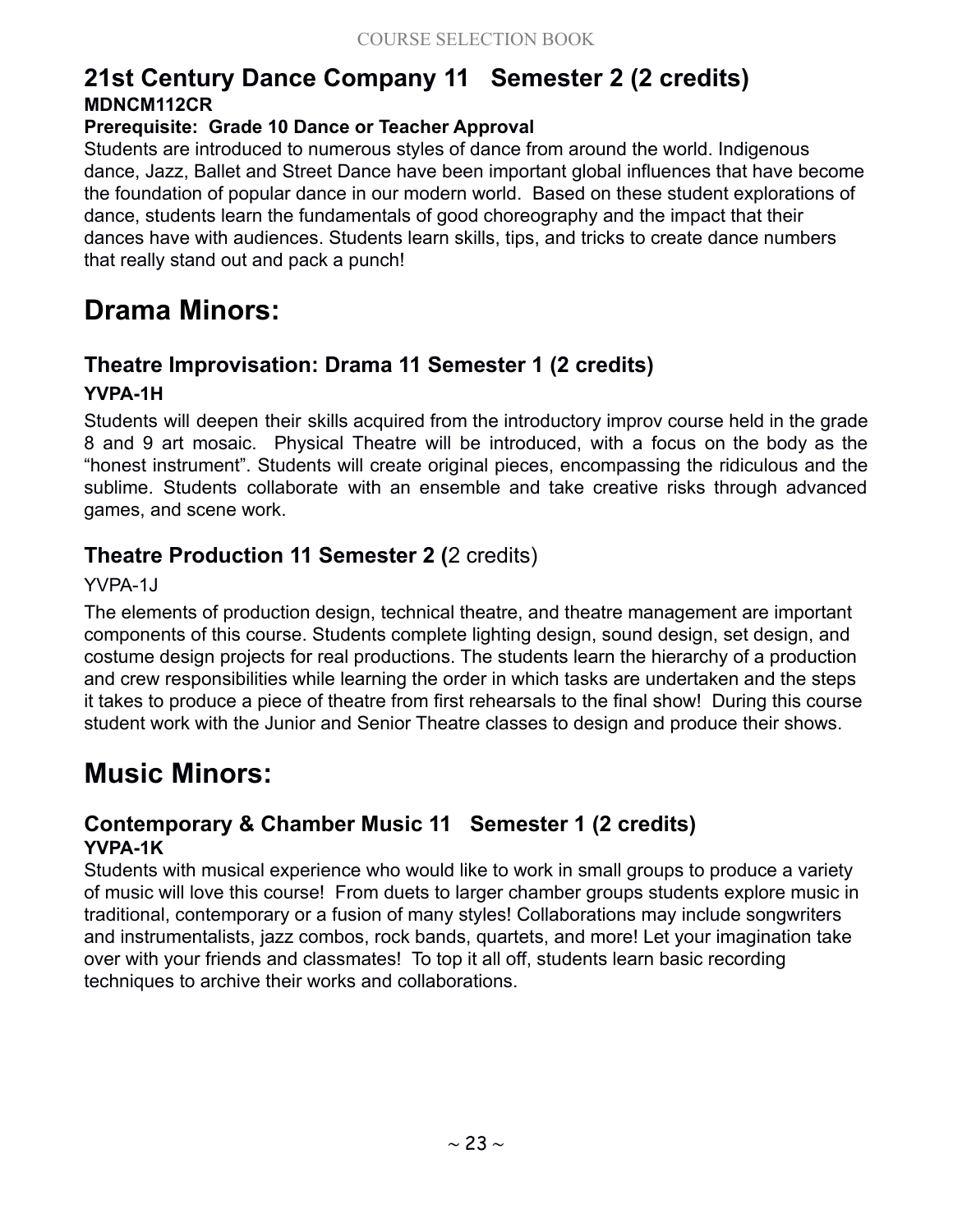### 21st Century Dance Company 11 Semester 2 (2 credits)

**MDNCM112CR**

**Prerequisite: Grade 10 Dance or Teacher Approval**

Students are introduced to numerous styles of dance from around the world. Indigenous dance, Jazz, Ballet and Street Dance have been important global influences that have become the foundation of popular dance in our modern world. Based on these student explorations of dance, students learn the fundamentals of good choreography and the impact that their dances have with audiences. Students learn skills, tips, and tricks to create dance numbers that really stand out and pack a punch!

## Drama Minors:

### Theatre Improvisation: Drama 11 Semester 1 (2 credits)

**YVPA-1H**

Students will deepen their skills acquired from the introductory improv course held in the grade 8 and 9 art mosaic. Physical Theatre will be introduced, with a focus on the body as the "honest instrument". Students will create original pieces, encompassing the ridiculous and the sublime. Students collaborate with an ensemble and take creative risks through advanced games, and scene work.

### Theatre Production 11 Semester 2 (2 credits)

YVPA-1J

The elements of production design, technical theatre, and theatre management are important components of this course. Students complete lighting design, sound design, set design, and costume design projects for real productions. The students learn the hierarchy of a production and crew responsibilities while learning the order in which tasks are undertaken and the steps it takes to produce a piece of theatre from first rehearsals to the final show! During this course student work with the Junior and Senior Theatre classes to design and produce their shows.

## Music Minors:

### Contemporary & Chamber Music 11 Semester 1 (2 credits)

**YVPA-1K**

Students with musical experience who would like to work in small groups to produce a variety of music will love this course! From duets to larger chamber groups students explore music in traditional, contemporary or a fusion of many styles! Collaborations may include songwriters and instrumentalists, jazz combos, rock bands, quartets, and more! Let your imagination take over with your friends and classmates! To top it all off, students learn basic recording techniques to archive their works and collaborations.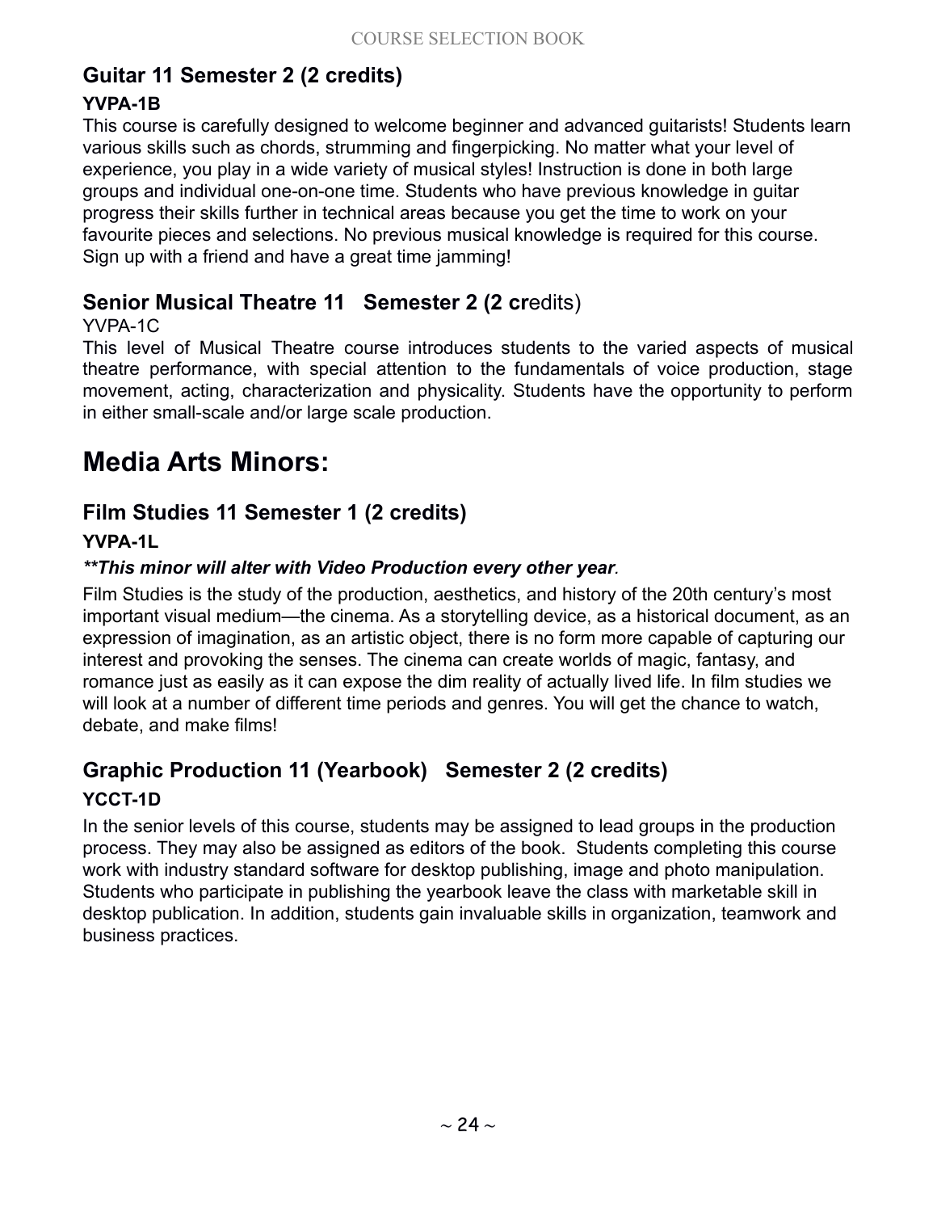### Guitar 11 Semester 2 (2 credits)

**YVPA-1B**

This course is carefully designed to welcome beginner and advanced guitarists! Students learn various skills such as chords, strumming and fingerpicking. No matter what your level of experience, you play in a wide variety of musical styles! Instruction is done in both large groups and individual one-on-one time. Students who have previous knowledge in guitar progress their skills further in technical areas because you get the time to work on your favourite pieces and selections. No previous musical knowledge is required for this course. Sign up with a friend and have a great time jamming!

### Senior Musical Theatre 11 Semester 2 (2 credits)

YVPA-1C

This level of Musical Theatre course introduces students to the varied aspects of musical theatre performance, with special attention to the fundamentals of voice production, stage movement, acting, characterization and physicality. Students have the opportunity to perform in either small-scale and/or large scale production.

## Media Arts Minors:

### Film Studies 11 Semester 1 (2 credits)

**YVPA-1L**

***This minor will alter with Video Production every other year*.**

Film Studies is the study of the production, aesthetics, and history of the 20th century's most important visual medium—the cinema. As a storytelling device, as a historical document, as an expression of imagination, as an artistic object, there is no form more capable of capturing our interest and provoking the senses. The cinema can create worlds of magic, fantasy, and romance just as easily as it can expose the dim reality of actually lived life. In film studies we will look at a number of different time periods and genres. You will get the chance to watch, debate, and make films!

### Graphic Production 11 (Yearbook) Semester 2 (2 credits)

**YCCT-1D**

In the senior levels of this course, students may be assigned to lead groups in the production process. They may also be assigned as editors of the book. Students completing this course work with industry standard software for desktop publishing, image and photo manipulation. Students who participate in publishing the yearbook leave the class with marketable skill in desktop publication. In addition, students gain invaluable skills in organization, teamwork and business practices.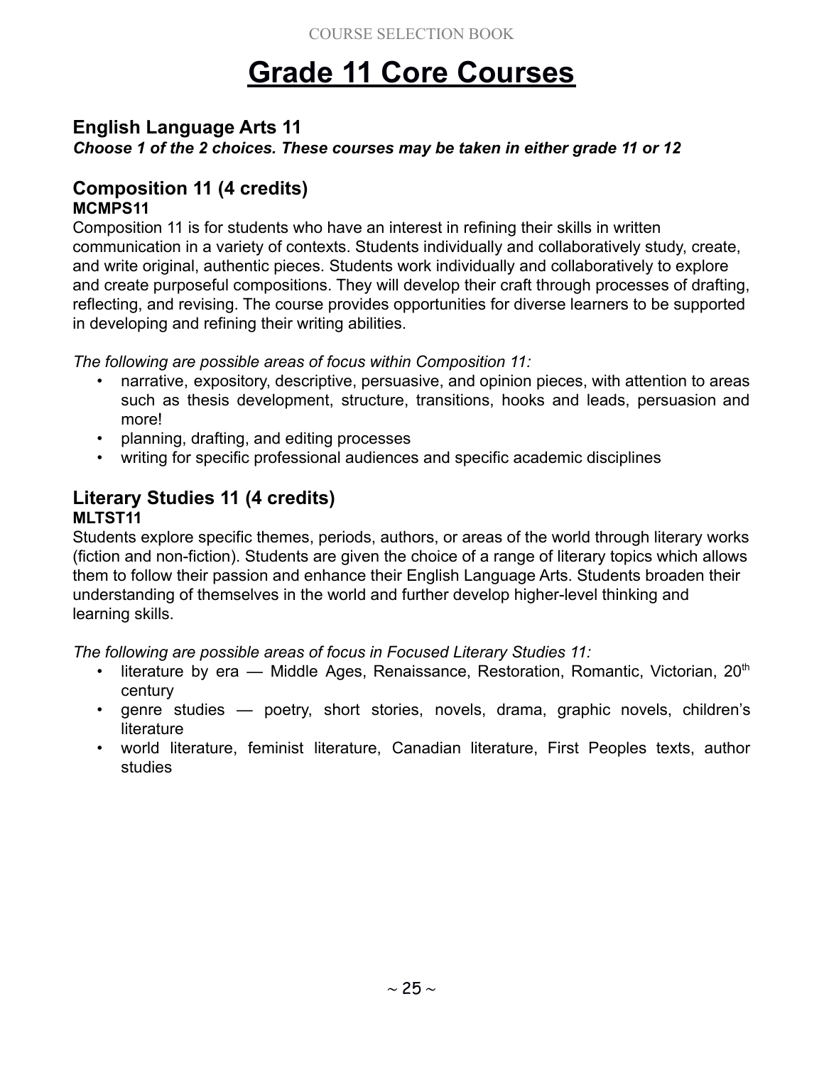# Grade 11 Core Courses

## English Language Arts 11

***Choose 1 of the 2 choices. These courses may be taken in either grade 11 or 12***

## Composition 11 (4 credits)

**MCMPS11**

Composition 11 is for students who have an interest in refining their skills in written communication in a variety of contexts. Students individually and collaboratively study, create, and write original, authentic pieces. Students work individually and collaboratively to explore and create purposeful compositions. They will develop their craft through processes of drafting, reflecting, and revising. The course provides opportunities for diverse learners to be supported in developing and refining their writing abilities.

*The following are possible areas of focus within Composition 11:*

- narrative, expository, descriptive, persuasive, and opinion pieces, with attention to areas such as thesis development, structure, transitions, hooks and leads, persuasion and more!
- planning, drafting, and editing processes
- writing for specific professional audiences and specific academic disciplines

## Literary Studies 11 (4 credits)

**MLTST11**

Students explore specific themes, periods, authors, or areas of the world through literary works (fiction and non-fiction). Students are given the choice of a range of literary topics which allows them to follow their passion and enhance their English Language Arts. Students broaden their understanding of themselves in the world and further develop higher-level thinking and learning skills.

*The following are possible areas of focus in Focused Literary Studies 11:*

- literature by era — Middle Ages, Renaissance, Restoration, Romantic, Victorian, 20th century
- genre studies — poetry, short stories, novels, drama, graphic novels, children's literature
- world literature, feminist literature, Canadian literature, First Peoples texts, author studies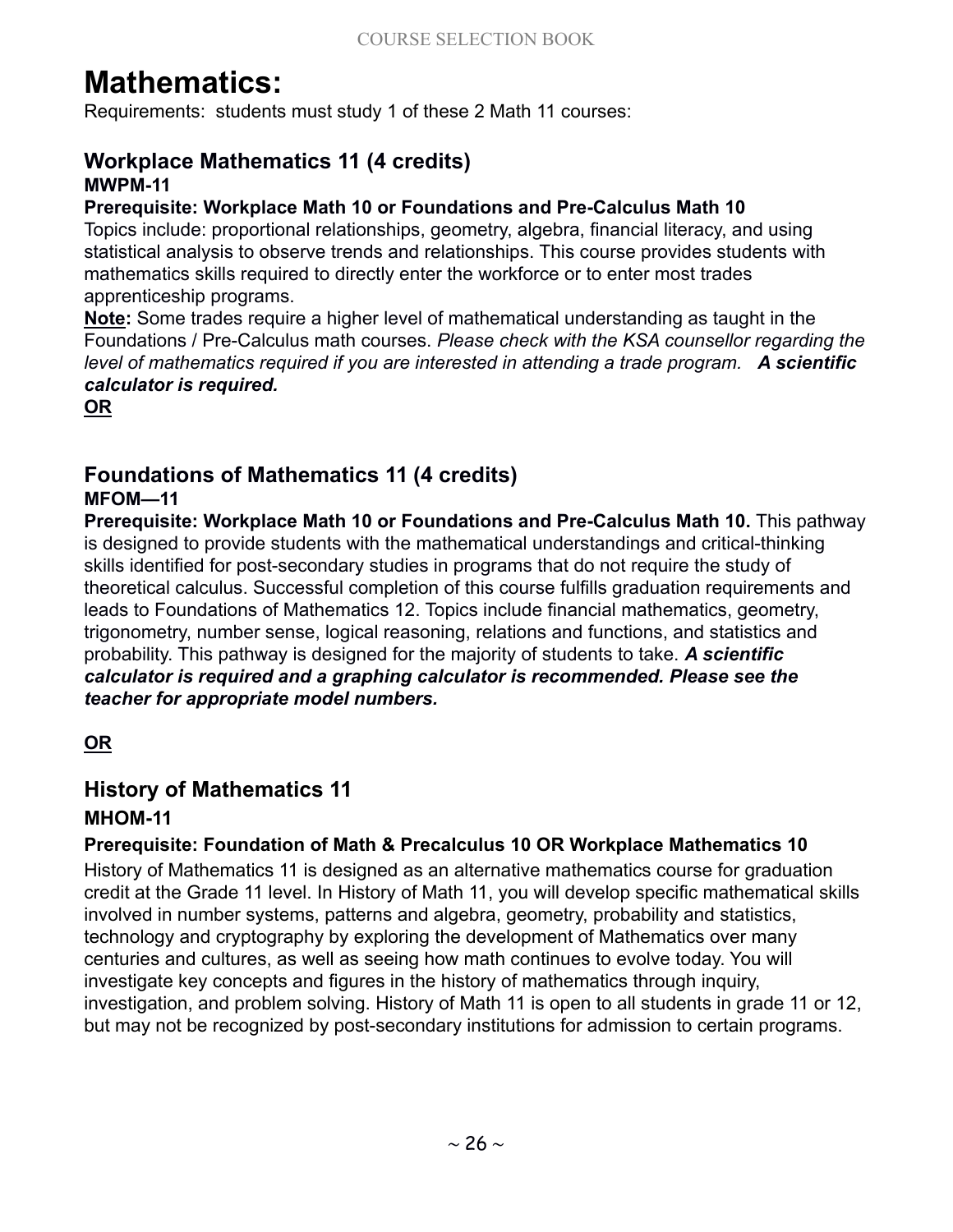# Mathematics:

Requirements: students must study 1 of these 2 Math 11 courses:

## Workplace Mathematics 11 (4 credits)

**MWPM-11**

**Prerequisite: Workplace Math 10 or Foundations and Pre-Calculus Math 10**

Topics include: proportional relationships, geometry, algebra, financial literacy, and using statistical analysis to observe trends and relationships. This course provides students with mathematics skills required to directly enter the workforce or to enter most trades apprenticeship programs.

**Note:** Some trades require a higher level of mathematical understanding as taught in the Foundations / Pre-Calculus math courses. *Please check with the KSA counsellor regarding the level of mathematics required if you are interested in attending a trade program.* ***A scientific calculator is required.***

**OR**

## Foundations of Mathematics 11 (4 credits)

**MFOM—11**

**Prerequisite: Workplace Math 10 or Foundations and Pre-Calculus Math 10.** This pathway is designed to provide students with the mathematical understandings and critical-thinking skills identified for post-secondary studies in programs that do not require the study of theoretical calculus. Successful completion of this course fulfills graduation requirements and leads to Foundations of Mathematics 12. Topics include financial mathematics, geometry, trigonometry, number sense, logical reasoning, relations and functions, and statistics and probability. This pathway is designed for the majority of students to take. ***A scientific calculator is required and a graphing calculator is recommended. Please see the teacher for appropriate model numbers.***

**OR**

## History of Mathematics 11

**MHOM-11**

**Prerequisite: Foundation of Math & Precalculus 10 OR Workplace Mathematics 10**

History of Mathematics 11 is designed as an alternative mathematics course for graduation credit at the Grade 11 level. In History of Math 11, you will develop specific mathematical skills involved in number systems, patterns and algebra, geometry, probability and statistics, technology and cryptography by exploring the development of Mathematics over many centuries and cultures, as well as seeing how math continues to evolve today. You will investigate key concepts and figures in the history of mathematics through inquiry, investigation, and problem solving. History of Math 11 is open to all students in grade 11 or 12, but may not be recognized by post-secondary institutions for admission to certain programs.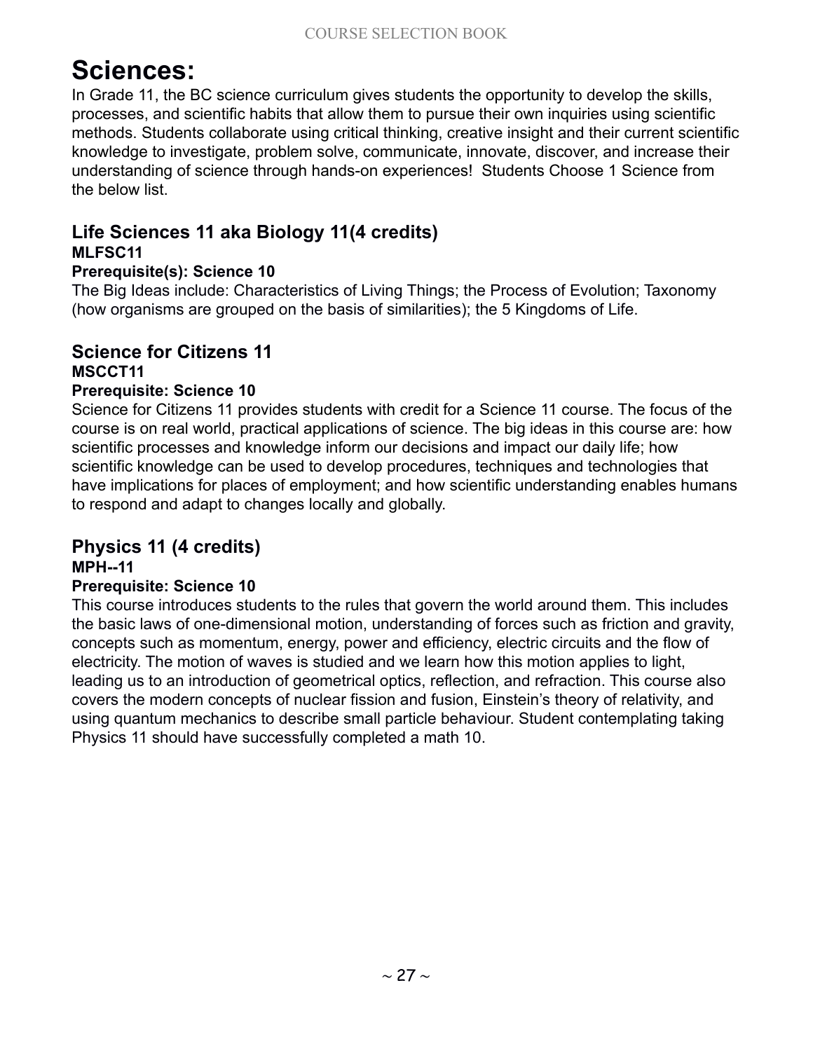# Sciences:

In Grade 11, the BC science curriculum gives students the opportunity to develop the skills, processes, and scientific habits that allow them to pursue their own inquiries using scientific methods. Students collaborate using critical thinking, creative insight and their current scientific knowledge to investigate, problem solve, communicate, innovate, discover, and increase their understanding of science through hands-on experiences! Students Choose 1 Science from the below list.

## Life Sciences 11 aka Biology 11(4 credits)

**MLFSC11**

**Prerequisite(s): Science 10**

The Big Ideas include: Characteristics of Living Things; the Process of Evolution; Taxonomy (how organisms are grouped on the basis of similarities); the 5 Kingdoms of Life.

## Science for Citizens 11

**MSCCT11**

**Prerequisite: Science 10**

Science for Citizens 11 provides students with credit for a Science 11 course. The focus of the course is on real world, practical applications of science. The big ideas in this course are: how scientific processes and knowledge inform our decisions and impact our daily life; how scientific knowledge can be used to develop procedures, techniques and technologies that have implications for places of employment; and how scientific understanding enables humans to respond and adapt to changes locally and globally.

## Physics 11 (4 credits)

**MPH--11**

**Prerequisite: Science 10**

This course introduces students to the rules that govern the world around them. This includes the basic laws of one-dimensional motion, understanding of forces such as friction and gravity, concepts such as momentum, energy, power and efficiency, electric circuits and the flow of electricity. The motion of waves is studied and we learn how this motion applies to light, leading us to an introduction of geometrical optics, reflection, and refraction. This course also covers the modern concepts of nuclear fission and fusion, Einstein's theory of relativity, and using quantum mechanics to describe small particle behaviour. Student contemplating taking Physics 11 should have successfully completed a math 10.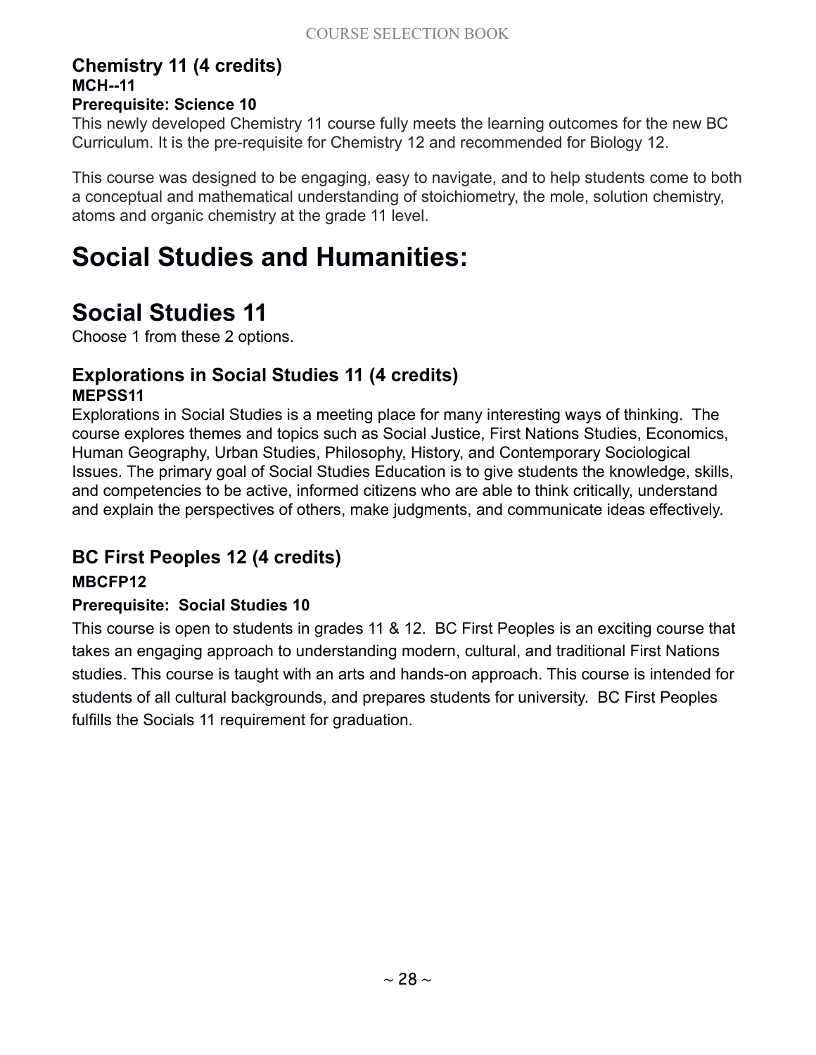### Chemistry 11 (4 credits)

**MCH--11**

**Prerequisite: Science 10**

This newly developed Chemistry 11 course fully meets the learning outcomes for the new BC Curriculum. It is the pre-requisite for Chemistry 12 and recommended for Biology 12.

This course was designed to be engaging, easy to navigate, and to help students come to both a conceptual and mathematical understanding of stoichiometry, the mole, solution chemistry, atoms and organic chemistry at the grade 11 level.

# Social Studies and Humanities:

## Social Studies 11

Choose 1 from these 2 options.

### Explorations in Social Studies 11 (4 credits)

**MEPSS11**

Explorations in Social Studies is a meeting place for many interesting ways of thinking. The course explores themes and topics such as Social Justice, First Nations Studies, Economics, Human Geography, Urban Studies, Philosophy, History, and Contemporary Sociological Issues. The primary goal of Social Studies Education is to give students the knowledge, skills, and competencies to be active, informed citizens who are able to think critically, understand and explain the perspectives of others, make judgments, and communicate ideas effectively.

### BC First Peoples 12 (4 credits)

**MBCFP12**

**Prerequisite: Social Studies 10**

This course is open to students in grades 11 & 12. BC First Peoples is an exciting course that takes an engaging approach to understanding modern, cultural, and traditional First Nations studies. This course is taught with an arts and hands-on approach. This course is intended for students of all cultural backgrounds, and prepares students for university. BC First Peoples fulfills the Socials 11 requirement for graduation.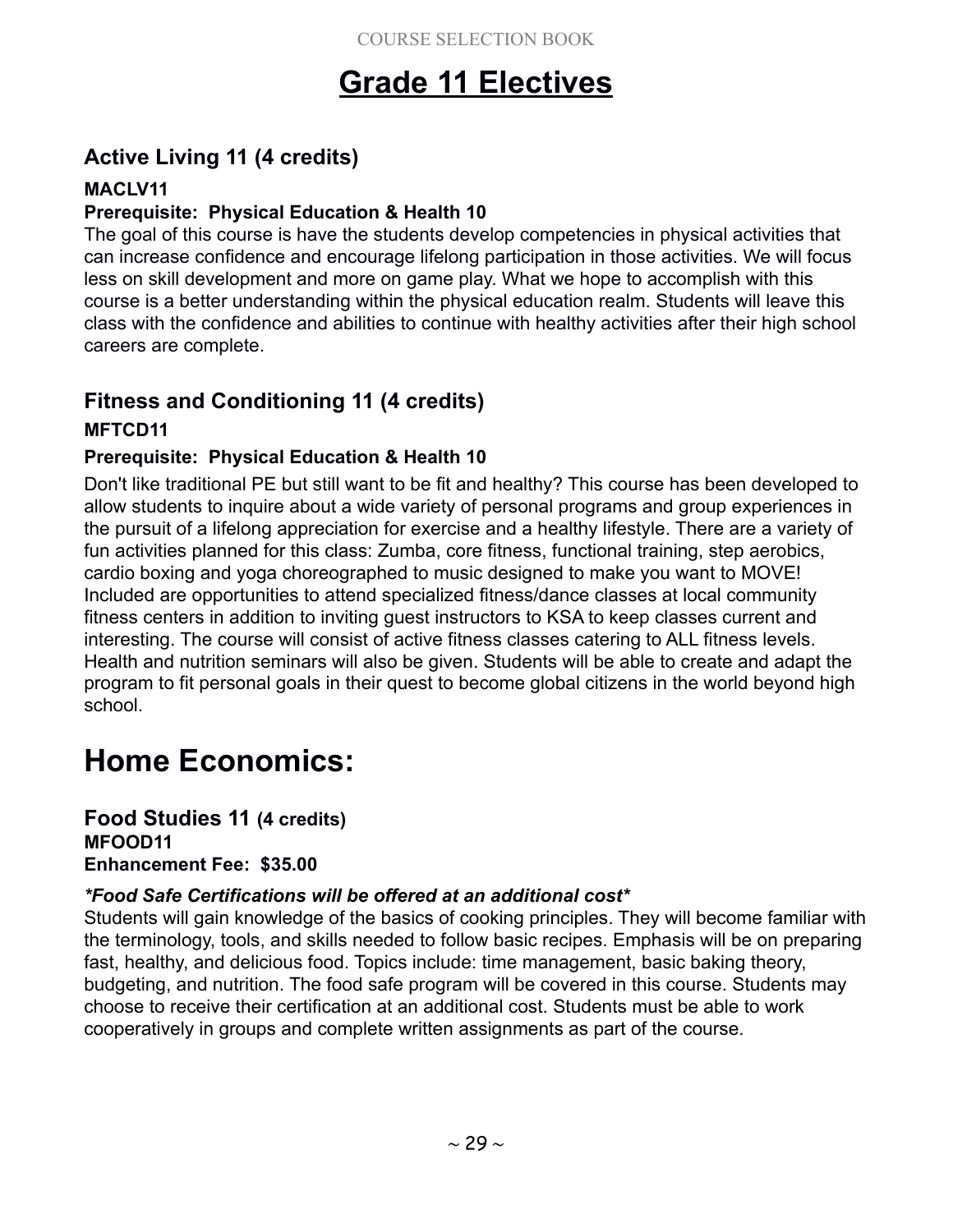# Grade 11 Electives

## Active Living 11 (4 credits)

**MACLV11**

**Prerequisite: Physical Education & Health 10**

The goal of this course is have the students develop competencies in physical activities that can increase confidence and encourage lifelong participation in those activities. We will focus less on skill development and more on game play. What we hope to accomplish with this course is a better understanding within the physical education realm. Students will leave this class with the confidence and abilities to continue with healthy activities after their high school careers are complete.

## Fitness and Conditioning 11 (4 credits)

**MFTCD11**

**Prerequisite: Physical Education & Health 10**

Don't like traditional PE but still want to be fit and healthy? This course has been developed to allow students to inquire about a wide variety of personal programs and group experiences in the pursuit of a lifelong appreciation for exercise and a healthy lifestyle. There are a variety of fun activities planned for this class: Zumba, core fitness, functional training, step aerobics, cardio boxing and yoga choreographed to music designed to make you want to MOVE! Included are opportunities to attend specialized fitness/dance classes at local community fitness centers in addition to inviting guest instructors to KSA to keep classes current and interesting. The course will consist of active fitness classes catering to ALL fitness levels. Health and nutrition seminars will also be given. Students will be able to create and adapt the program to fit personal goals in their quest to become global citizens in the world beyond high school.

# Home Economics:

## Food Studies 11 (4 credits)

**MFOOD11**
**Enhancement Fee: $35.00**

***Food Safe Certifications will be offered at an additional cost****

Students will gain knowledge of the basics of cooking principles. They will become familiar with the terminology, tools, and skills needed to follow basic recipes. Emphasis will be on preparing fast, healthy, and delicious food. Topics include: time management, basic baking theory, budgeting, and nutrition. The food safe program will be covered in this course. Students may choose to receive their certification at an additional cost. Students must be able to work cooperatively in groups and complete written assignments as part of the course.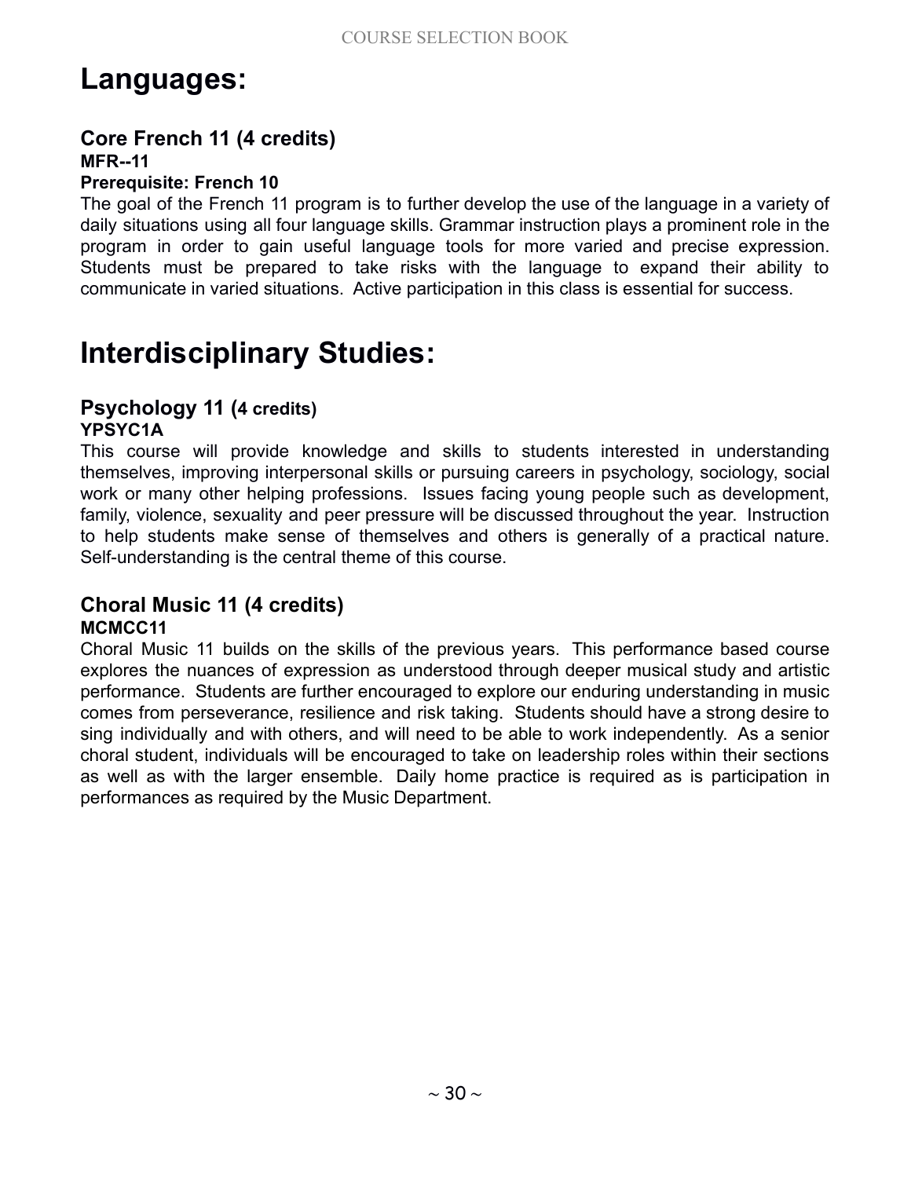# Languages:

## Core French 11 (4 credits)

**MFR--11**

**Prerequisite: French 10**

The goal of the French 11 program is to further develop the use of the language in a variety of daily situations using all four language skills. Grammar instruction plays a prominent role in the program in order to gain useful language tools for more varied and precise expression. Students must be prepared to take risks with the language to expand their ability to communicate in varied situations. Active participation in this class is essential for success.

# Interdisciplinary Studies:

## Psychology 11 (4 credits)

**YPSYC1A**

This course will provide knowledge and skills to students interested in understanding themselves, improving interpersonal skills or pursuing careers in psychology, sociology, social work or many other helping professions. Issues facing young people such as development, family, violence, sexuality and peer pressure will be discussed throughout the year. Instruction to help students make sense of themselves and others is generally of a practical nature. Self-understanding is the central theme of this course.

## Choral Music 11 (4 credits)

**MCMCC11**

Choral Music 11 builds on the skills of the previous years. This performance based course explores the nuances of expression as understood through deeper musical study and artistic performance. Students are further encouraged to explore our enduring understanding in music comes from perseverance, resilience and risk taking. Students should have a strong desire to sing individually and with others, and will need to be able to work independently. As a senior choral student, individuals will be encouraged to take on leadership roles within their sections as well as with the larger ensemble. Daily home practice is required as is participation in performances as required by the Music Department.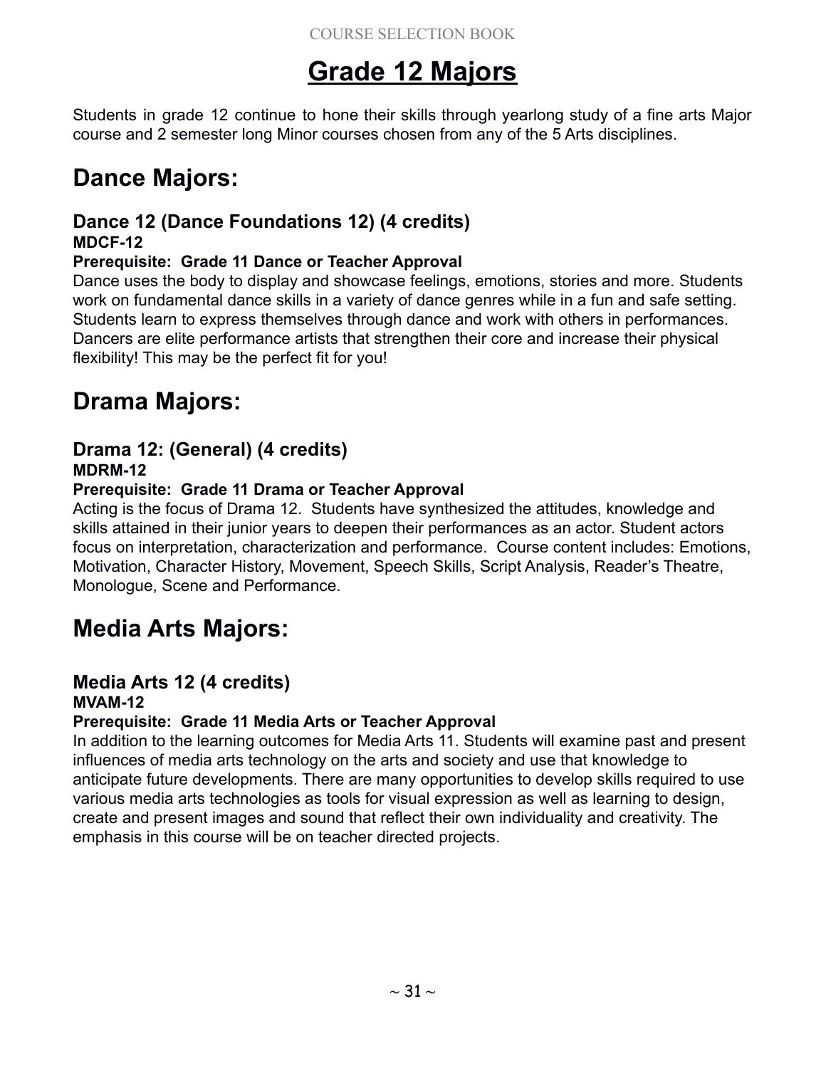# Grade 12 Majors

Students in grade 12 continue to hone their skills through yearlong study of a fine arts Major course and 2 semester long Minor courses chosen from any of the 5 Arts disciplines.

## Dance Majors:

### Dance 12 (Dance Foundations 12) (4 credits)

**MDCF-12**

**Prerequisite: Grade 11 Dance or Teacher Approval**

Dance uses the body to display and showcase feelings, emotions, stories and more. Students work on fundamental dance skills in a variety of dance genres while in a fun and safe setting. Students learn to express themselves through dance and work with others in performances. Dancers are elite performance artists that strengthen their core and increase their physical flexibility! This may be the perfect fit for you!

## Drama Majors:

### Drama 12: (General) (4 credits)

**MDRM-12**

**Prerequisite: Grade 11 Drama or Teacher Approval**

Acting is the focus of Drama 12. Students have synthesized the attitudes, knowledge and skills attained in their junior years to deepen their performances as an actor. Student actors focus on interpretation, characterization and performance. Course content includes: Emotions, Motivation, Character History, Movement, Speech Skills, Script Analysis, Reader's Theatre, Monologue, Scene and Performance.

## Media Arts Majors:

### Media Arts 12 (4 credits)

**MVAM-12**

**Prerequisite: Grade 11 Media Arts or Teacher Approval**

In addition to the learning outcomes for Media Arts 11. Students will examine past and present influences of media arts technology on the arts and society and use that knowledge to anticipate future developments. There are many opportunities to develop skills required to use various media arts technologies as tools for visual expression as well as learning to design, create and present images and sound that reflect their own individuality and creativity. The emphasis in this course will be on teacher directed projects.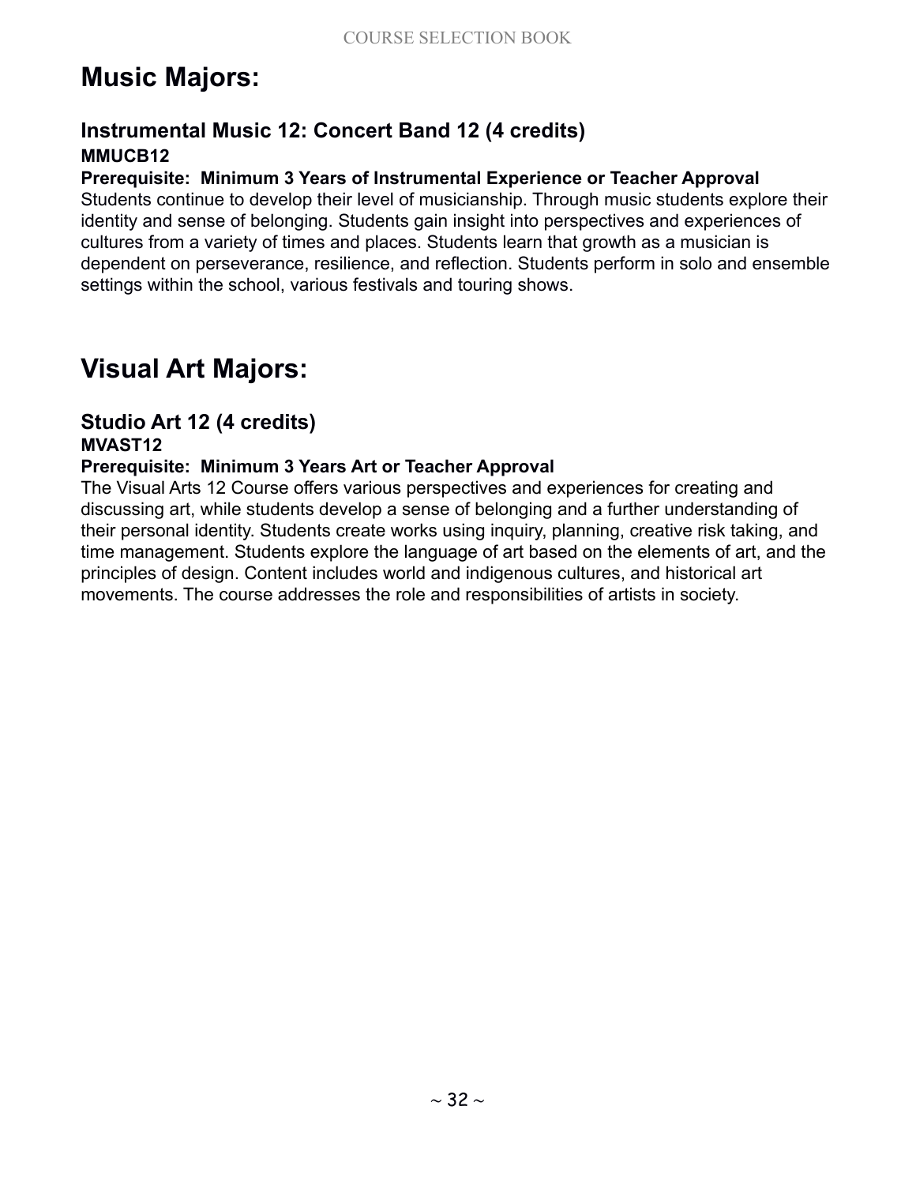# Music Majors:

## Instrumental Music 12: Concert Band 12 (4 credits)

**MMUCB12**

**Prerequisite: Minimum 3 Years of Instrumental Experience or Teacher Approval**

Students continue to develop their level of musicianship. Through music students explore their identity and sense of belonging. Students gain insight into perspectives and experiences of cultures from a variety of times and places. Students learn that growth as a musician is dependent on perseverance, resilience, and reflection. Students perform in solo and ensemble settings within the school, various festivals and touring shows.

# Visual Art Majors:

## Studio Art 12 (4 credits)

**MVAST12**

**Prerequisite: Minimum 3 Years Art or Teacher Approval**

The Visual Arts 12 Course offers various perspectives and experiences for creating and discussing art, while students develop a sense of belonging and a further understanding of their personal identity. Students create works using inquiry, planning, creative risk taking, and time management. Students explore the language of art based on the elements of art, and the principles of design. Content includes world and indigenous cultures, and historical art movements. The course addresses the role and responsibilities of artists in society.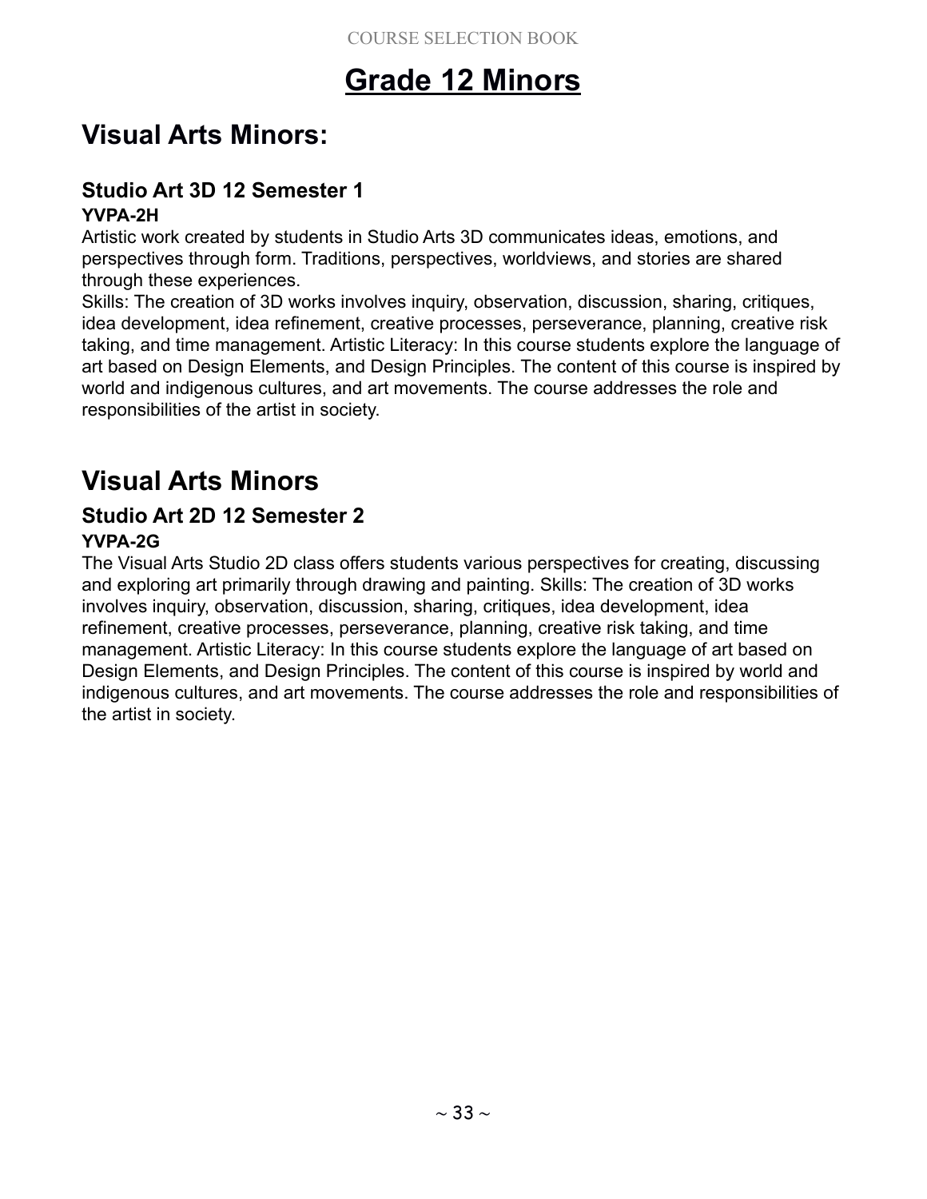# Grade 12 Minors

## Visual Arts Minors:

### Studio Art 3D 12 Semester 1

**YVPA-2H**

Artistic work created by students in Studio Arts 3D communicates ideas, emotions, and perspectives through form. Traditions, perspectives, worldviews, and stories are shared through these experiences.

Skills: The creation of 3D works involves inquiry, observation, discussion, sharing, critiques, idea development, idea refinement, creative processes, perseverance, planning, creative risk taking, and time management. Artistic Literacy: In this course students explore the language of art based on Design Elements, and Design Principles. The content of this course is inspired by world and indigenous cultures, and art movements. The course addresses the role and responsibilities of the artist in society.

## Visual Arts Minors

### Studio Art 2D 12 Semester 2

**YVPA-2G**

The Visual Arts Studio 2D class offers students various perspectives for creating, discussing and exploring art primarily through drawing and painting. Skills: The creation of 3D works involves inquiry, observation, discussion, sharing, critiques, idea development, idea refinement, creative processes, perseverance, planning, creative risk taking, and time management. Artistic Literacy: In this course students explore the language of art based on Design Elements, and Design Principles. The content of this course is inspired by world and indigenous cultures, and art movements. The course addresses the role and responsibilities of the artist in society.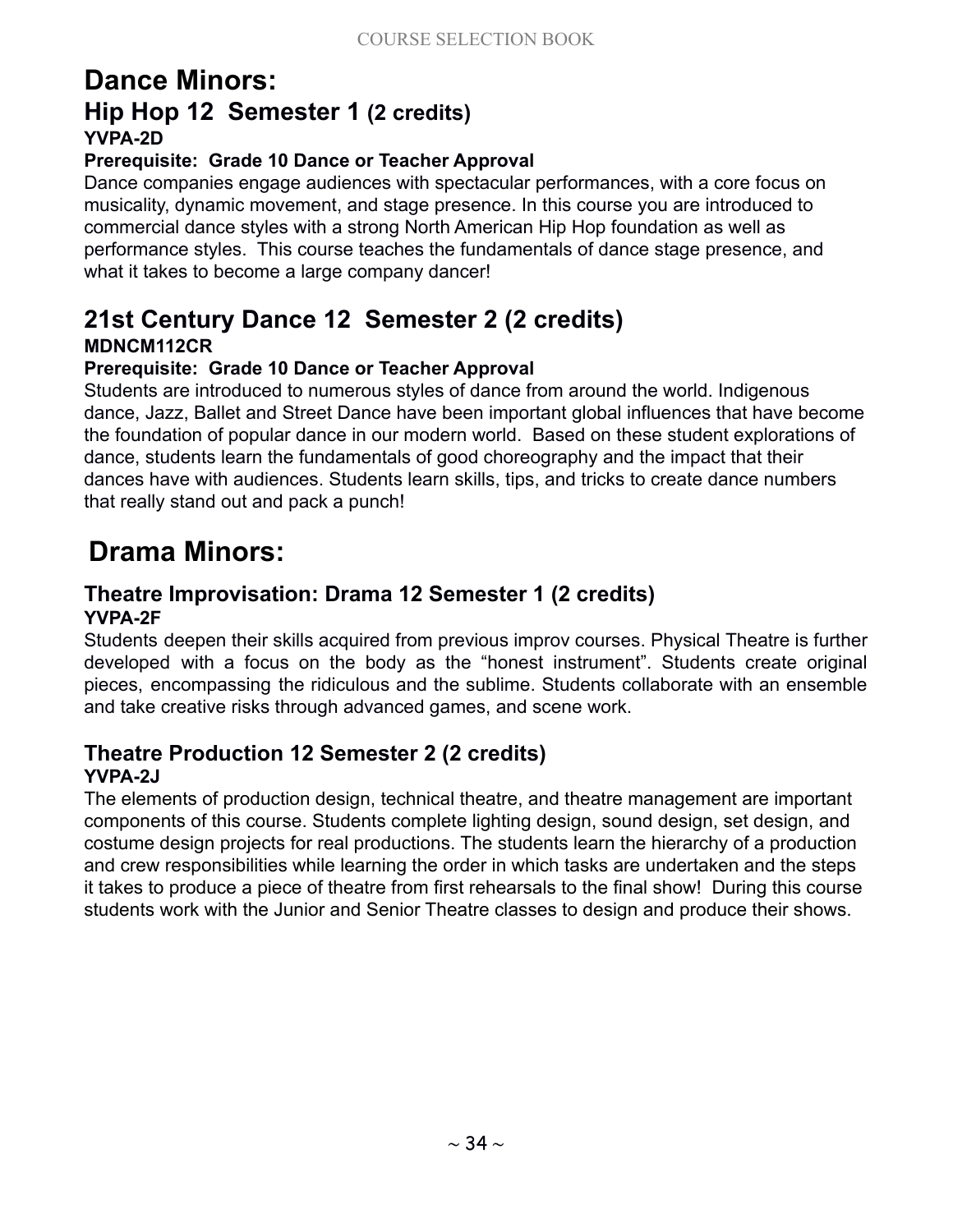# Dance Minors:

## Hip Hop 12 Semester 1 (2 credits)

**YVPA-2D**

**Prerequisite: Grade 10 Dance or Teacher Approval**

Dance companies engage audiences with spectacular performances, with a core focus on musicality, dynamic movement, and stage presence. In this course you are introduced to commercial dance styles with a strong North American Hip Hop foundation as well as performance styles. This course teaches the fundamentals of dance stage presence, and what it takes to become a large company dancer!

## 21st Century Dance 12 Semester 2 (2 credits)

**MDNCM112CR**

**Prerequisite: Grade 10 Dance or Teacher Approval**

Students are introduced to numerous styles of dance from around the world. Indigenous dance, Jazz, Ballet and Street Dance have been important global influences that have become the foundation of popular dance in our modern world. Based on these student explorations of dance, students learn the fundamentals of good choreography and the impact that their dances have with audiences. Students learn skills, tips, and tricks to create dance numbers that really stand out and pack a punch!

# Drama Minors:

### Theatre Improvisation: Drama 12 Semester 1 (2 credits)

**YVPA-2F**

Students deepen their skills acquired from previous improv courses. Physical Theatre is further developed with a focus on the body as the “honest instrument”. Students create original pieces, encompassing the ridiculous and the sublime. Students collaborate with an ensemble and take creative risks through advanced games, and scene work.

### Theatre Production 12 Semester 2 (2 credits)

**YVPA-2J**

The elements of production design, technical theatre, and theatre management are important components of this course. Students complete lighting design, sound design, set design, and costume design projects for real productions. The students learn the hierarchy of a production and crew responsibilities while learning the order in which tasks are undertaken and the steps it takes to produce a piece of theatre from first rehearsals to the final show! During this course students work with the Junior and Senior Theatre classes to design and produce their shows.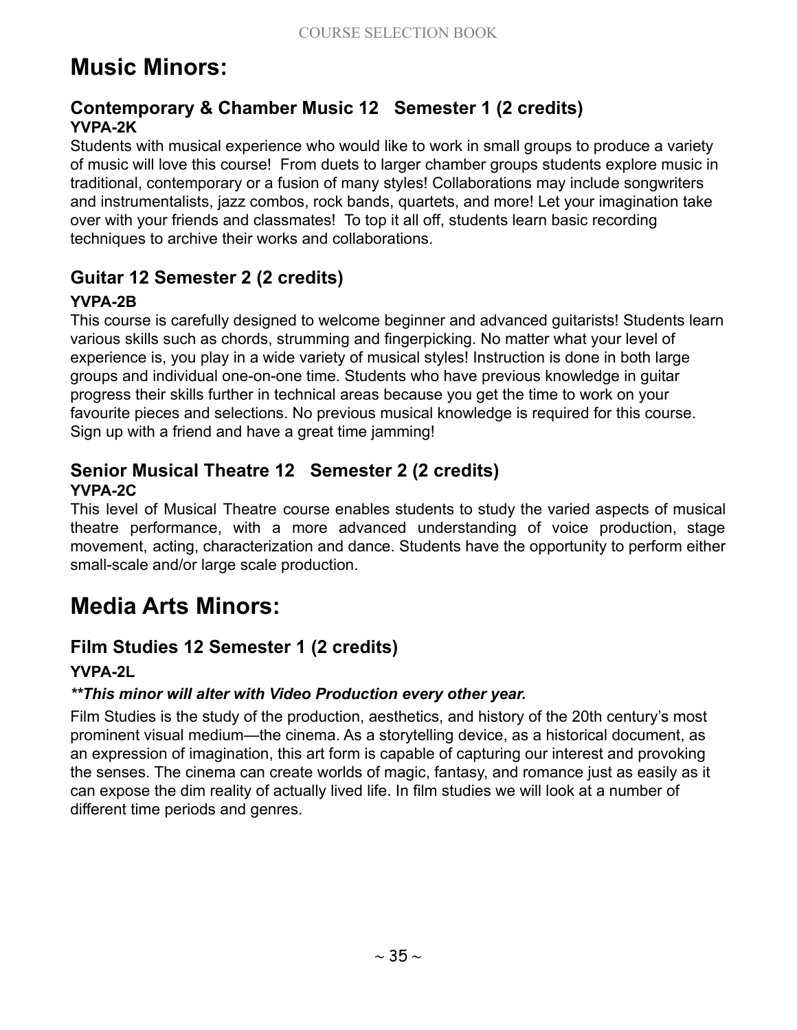# Music Minors:

### Contemporary & Chamber Music 12 Semester 1 (2 credits)

**YVPA-2K**

Students with musical experience who would like to work in small groups to produce a variety of music will love this course! From duets to larger chamber groups students explore music in traditional, contemporary or a fusion of many styles! Collaborations may include songwriters and instrumentalists, jazz combos, rock bands, quartets, and more! Let your imagination take over with your friends and classmates! To top it all off, students learn basic recording techniques to archive their works and collaborations.

### Guitar 12 Semester 2 (2 credits)

**YVPA-2B**

This course is carefully designed to welcome beginner and advanced guitarists! Students learn various skills such as chords, strumming and fingerpicking. No matter what your level of experience is, you play in a wide variety of musical styles! Instruction is done in both large groups and individual one-on-one time. Students who have previous knowledge in guitar progress their skills further in technical areas because you get the time to work on your favourite pieces and selections. No previous musical knowledge is required for this course. Sign up with a friend and have a great time jamming!

### Senior Musical Theatre 12 Semester 2 (2 credits)

**YVPA-2C**

This level of Musical Theatre course enables students to study the varied aspects of musical theatre performance, with a more advanced understanding of voice production, stage movement, acting, characterization and dance. Students have the opportunity to perform either small-scale and/or large scale production.

# Media Arts Minors:

### Film Studies 12 Semester 1 (2 credits)

**YVPA-2L**

***This minor will alter with Video Production every other year.**

Film Studies is the study of the production, aesthetics, and history of the 20th century's most prominent visual medium—the cinema. As a storytelling device, as a historical document, as an expression of imagination, this art form is capable of capturing our interest and provoking the senses. The cinema can create worlds of magic, fantasy, and romance just as easily as it can expose the dim reality of actually lived life. In film studies we will look at a number of different time periods and genres.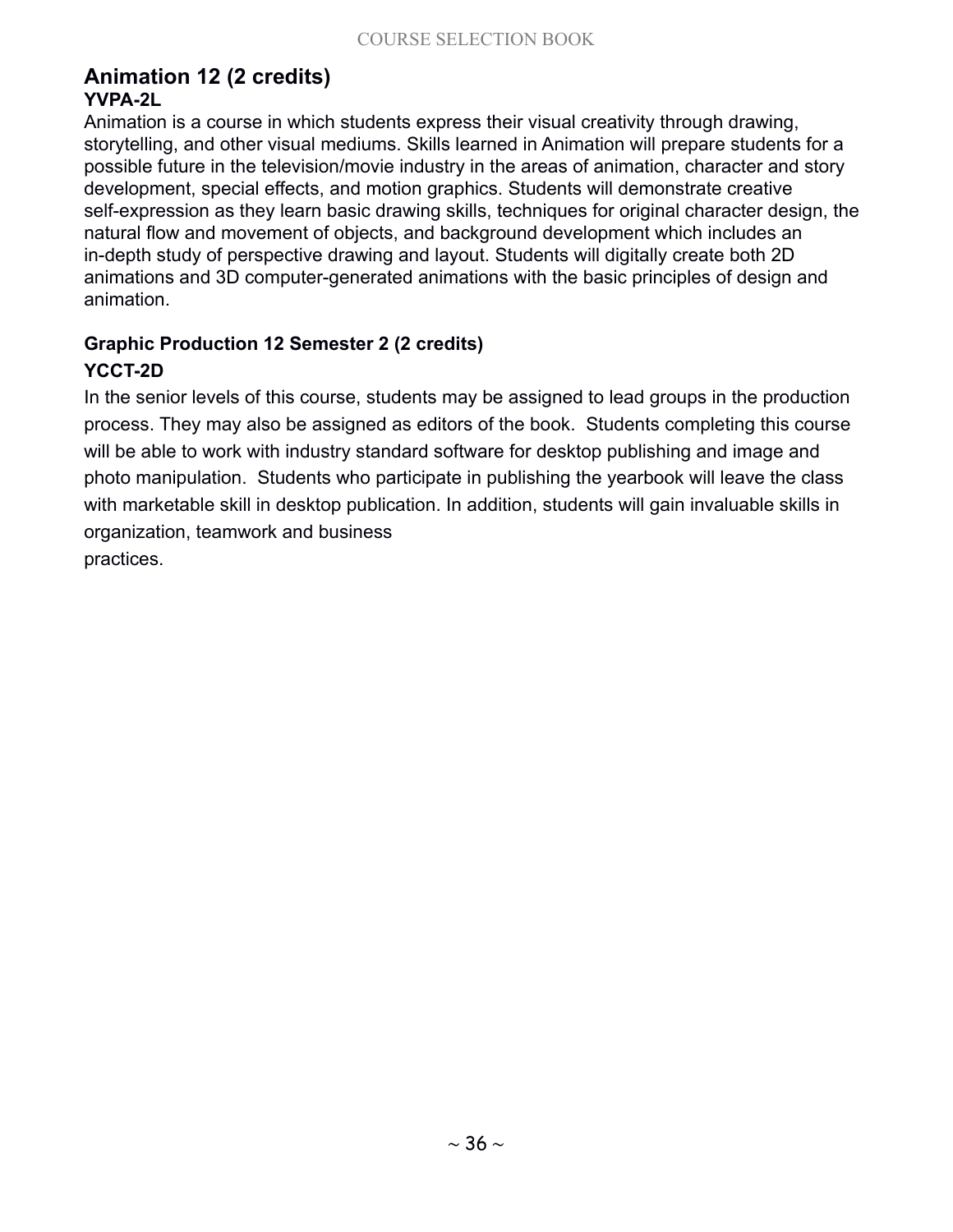## Animation 12 (2 credits)

**YVPA-2L**

Animation is a course in which students express their visual creativity through drawing, storytelling, and other visual mediums. Skills learned in Animation will prepare students for a possible future in the television/movie industry in the areas of animation, character and story development, special effects, and motion graphics. Students will demonstrate creative self-expression as they learn basic drawing skills, techniques for original character design, the natural flow and movement of objects, and background development which includes an in-depth study of perspective drawing and layout. Students will digitally create both 2D animations and 3D computer-generated animations with the basic principles of design and animation.

### Graphic Production 12 Semester 2 (2 credits)

**YCCT-2D**

In the senior levels of this course, students may be assigned to lead groups in the production process. They may also be assigned as editors of the book. Students completing this course will be able to work with industry standard software for desktop publishing and image and photo manipulation. Students who participate in publishing the yearbook will leave the class with marketable skill in desktop publication. In addition, students will gain invaluable skills in organization, teamwork and business practices.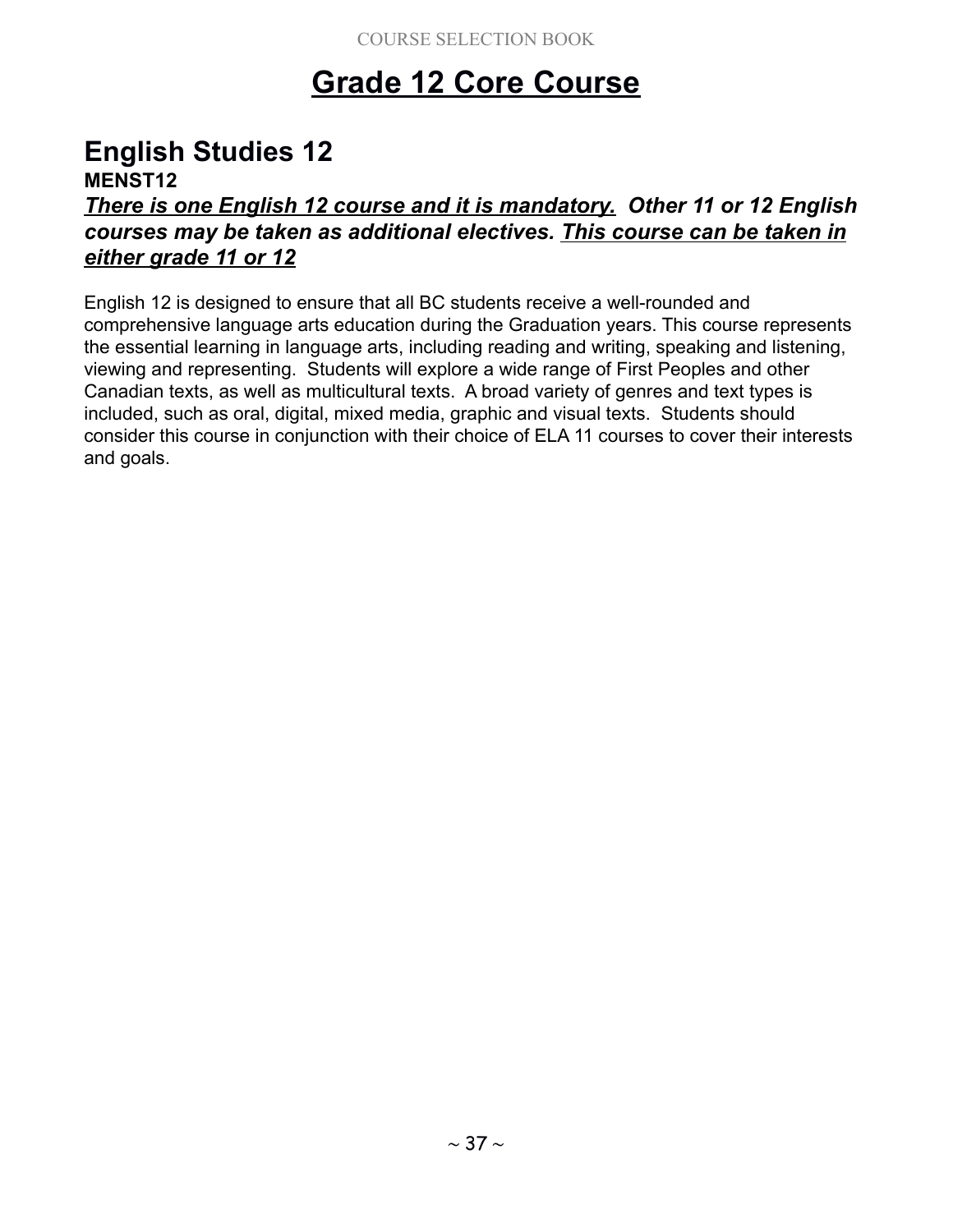# Grade 12 Core Course

## English Studies 12

**MENST12**

***There is one English 12 course and it is mandatory.* Other 11 or 12 English courses may be taken as additional electives. *This course can be taken in either grade 11 or 12***

English 12 is designed to ensure that all BC students receive a well-rounded and comprehensive language arts education during the Graduation years. This course represents the essential learning in language arts, including reading and writing, speaking and listening, viewing and representing. Students will explore a wide range of First Peoples and other Canadian texts, as well as multicultural texts. A broad variety of genres and text types is included, such as oral, digital, mixed media, graphic and visual texts. Students should consider this course in conjunction with their choice of ELA 11 courses to cover their interests and goals.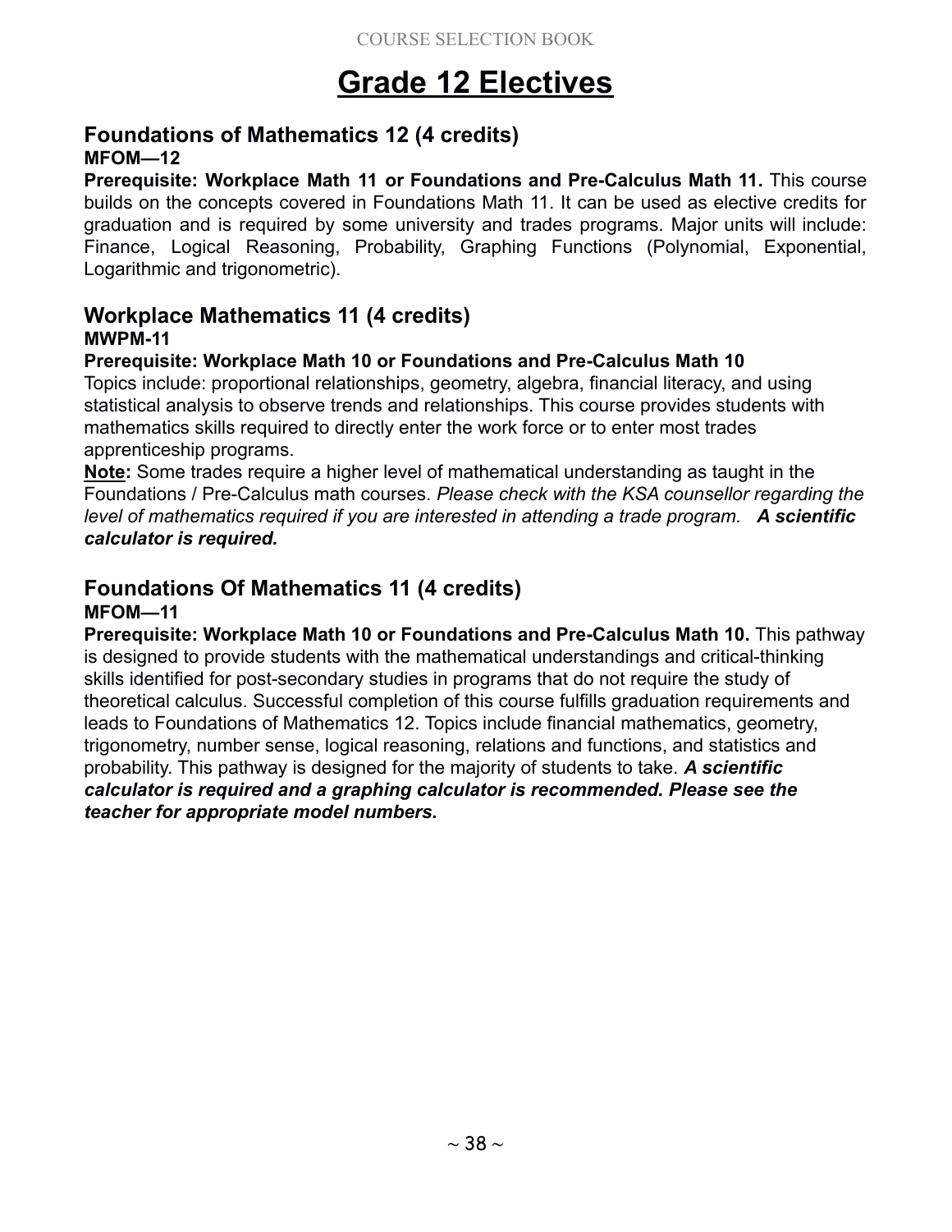# Grade 12 Electives

## Foundations of Mathematics 12 (4 credits)

**MFOM—12**

**Prerequisite: Workplace Math 11 or Foundations and Pre-Calculus Math 11.** This course builds on the concepts covered in Foundations Math 11. It can be used as elective credits for graduation and is required by some university and trades programs. Major units will include: Finance, Logical Reasoning, Probability, Graphing Functions (Polynomial, Exponential, Logarithmic and trigonometric).

## Workplace Mathematics 11 (4 credits)

**MWPM-11**

**Prerequisite: Workplace Math 10 or Foundations and Pre-Calculus Math 10**

Topics include: proportional relationships, geometry, algebra, financial literacy, and using statistical analysis to observe trends and relationships. This course provides students with mathematics skills required to directly enter the work force or to enter most trades apprenticeship programs.

**Note:** Some trades require a higher level of mathematical understanding as taught in the Foundations / Pre-Calculus math courses. *Please check with the KSA counsellor regarding the level of mathematics required if you are interested in attending a trade program.* ***A scientific calculator is required.***

## Foundations Of Mathematics 11 (4 credits)

**MFOM—11**

**Prerequisite: Workplace Math 10 or Foundations and Pre-Calculus Math 10.** This pathway is designed to provide students with the mathematical understandings and critical-thinking skills identified for post-secondary studies in programs that do not require the study of theoretical calculus. Successful completion of this course fulfills graduation requirements and leads to Foundations of Mathematics 12. Topics include financial mathematics, geometry, trigonometry, number sense, logical reasoning, relations and functions, and statistics and probability. This pathway is designed for the majority of students to take. ***A scientific calculator is required and a graphing calculator is recommended. Please see the teacher for appropriate model numbers.***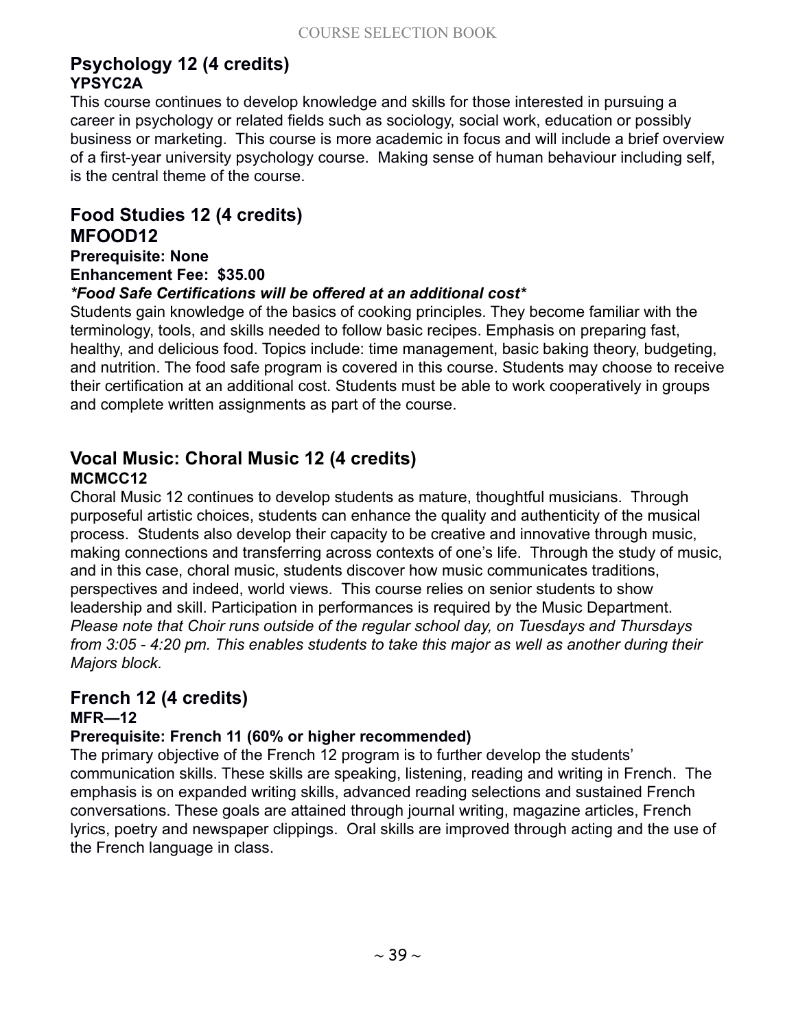## Psychology 12 (4 credits)
**YPSYC2A**

This course continues to develop knowledge and skills for those interested in pursuing a career in psychology or related fields such as sociology, social work, education or possibly business or marketing. This course is more academic in focus and will include a brief overview of a first-year university psychology course. Making sense of human behaviour including self, is the central theme of the course.

## Food Studies 12 (4 credits)
## MFOOD12

**Prerequisite: None**

**Enhancement Fee: $35.00**

***\*Food Safe Certifications will be offered at an additional cost\****

Students gain knowledge of the basics of cooking principles. They become familiar with the terminology, tools, and skills needed to follow basic recipes. Emphasis on preparing fast, healthy, and delicious food. Topics include: time management, basic baking theory, budgeting, and nutrition. The food safe program is covered in this course. Students may choose to receive their certification at an additional cost. Students must be able to work cooperatively in groups and complete written assignments as part of the course.

## Vocal Music: Choral Music 12 (4 credits)
**MCMCC12**

Choral Music 12 continues to develop students as mature, thoughtful musicians. Through purposeful artistic choices, students can enhance the quality and authenticity of the musical process. Students also develop their capacity to be creative and innovative through music, making connections and transferring across contexts of one's life. Through the study of music, and in this case, choral music, students discover how music communicates traditions, perspectives and indeed, world views. This course relies on senior students to show leadership and skill. Participation in performances is required by the Music Department. *Please note that Choir runs outside of the regular school day, on Tuesdays and Thursdays from 3:05 - 4:20 pm. This enables students to take this major as well as another during their Majors block.*

## French 12 (4 credits)
**MFR—12**

**Prerequisite: French 11 (60% or higher recommended)**

The primary objective of the French 12 program is to further develop the students' communication skills. These skills are speaking, listening, reading and writing in French. The emphasis is on expanded writing skills, advanced reading selections and sustained French conversations. These goals are attained through journal writing, magazine articles, French lyrics, poetry and newspaper clippings. Oral skills are improved through acting and the use of the French language in class.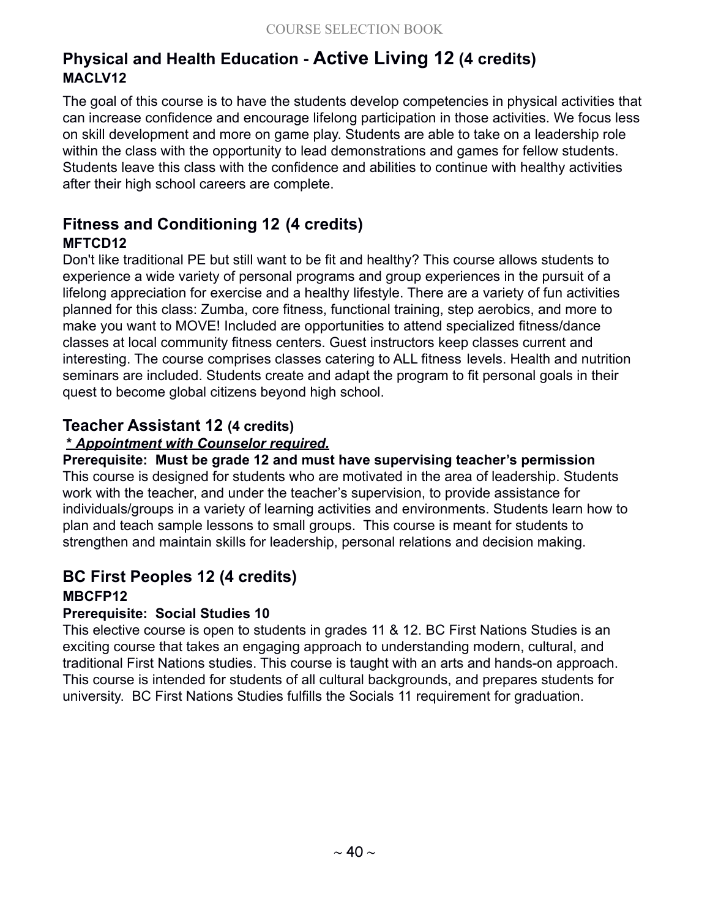## Physical and Health Education - Active Living 12 (4 credits)

**MACLV12**

The goal of this course is to have the students develop competencies in physical activities that can increase confidence and encourage lifelong participation in those activities. We focus less on skill development and more on game play. Students are able to take on a leadership role within the class with the opportunity to lead demonstrations and games for fellow students. Students leave this class with the confidence and abilities to continue with healthy activities after their high school careers are complete.

## Fitness and Conditioning 12 (4 credits)

**MFTCD12**

Don't like traditional PE but still want to be fit and healthy? This course allows students to experience a wide variety of personal programs and group experiences in the pursuit of a lifelong appreciation for exercise and a healthy lifestyle. There are a variety of fun activities planned for this class: Zumba, core fitness, functional training, step aerobics, and more to make you want to MOVE! Included are opportunities to attend specialized fitness/dance classes at local community fitness centers. Guest instructors keep classes current and interesting. The course comprises classes catering to ALL fitness levels. Health and nutrition seminars are included. Students create and adapt the program to fit personal goals in their quest to become global citizens beyond high school.

## Teacher Assistant 12 (4 credits)

***\* Appointment with Counselor required.***

**Prerequisite: Must be grade 12 and must have supervising teacher's permission**

This course is designed for students who are motivated in the area of leadership. Students work with the teacher, and under the teacher's supervision, to provide assistance for individuals/groups in a variety of learning activities and environments. Students learn how to plan and teach sample lessons to small groups. This course is meant for students to strengthen and maintain skills for leadership, personal relations and decision making.

## BC First Peoples 12 (4 credits)

**MBCFP12**

**Prerequisite: Social Studies 10**

This elective course is open to students in grades 11 & 12. BC First Nations Studies is an exciting course that takes an engaging approach to understanding modern, cultural, and traditional First Nations studies. This course is taught with an arts and hands-on approach. This course is intended for students of all cultural backgrounds, and prepares students for university. BC First Nations Studies fulfills the Socials 11 requirement for graduation.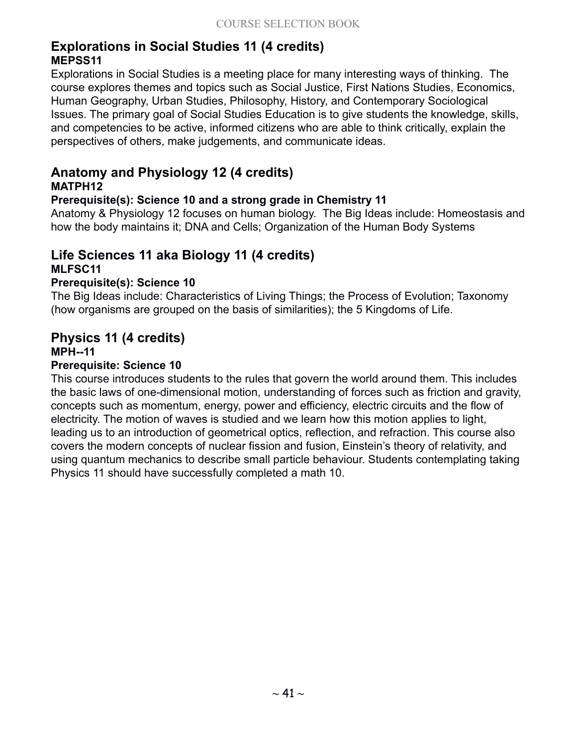## Explorations in Social Studies 11 (4 credits)

**MEPSS11**

Explorations in Social Studies is a meeting place for many interesting ways of thinking. The course explores themes and topics such as Social Justice, First Nations Studies, Economics, Human Geography, Urban Studies, Philosophy, History, and Contemporary Sociological Issues. The primary goal of Social Studies Education is to give students the knowledge, skills, and competencies to be active, informed citizens who are able to think critically, explain the perspectives of others, make judgements, and communicate ideas.

## Anatomy and Physiology 12 (4 credits)

**MATPH12**

**Prerequisite(s): Science 10 and a strong grade in Chemistry 11**

Anatomy & Physiology 12 focuses on human biology. The Big Ideas include: Homeostasis and how the body maintains it; DNA and Cells; Organization of the Human Body Systems

## Life Sciences 11 aka Biology 11 (4 credits)

**MLFSC11**

**Prerequisite(s): Science 10**

The Big Ideas include: Characteristics of Living Things; the Process of Evolution; Taxonomy (how organisms are grouped on the basis of similarities); the 5 Kingdoms of Life.

## Physics 11 (4 credits)

**MPH--11**

**Prerequisite: Science 10**

This course introduces students to the rules that govern the world around them. This includes the basic laws of one-dimensional motion, understanding of forces such as friction and gravity, concepts such as momentum, energy, power and efficiency, electric circuits and the flow of electricity. The motion of waves is studied and we learn how this motion applies to light, leading us to an introduction of geometrical optics, reflection, and refraction. This course also covers the modern concepts of nuclear fission and fusion, Einstein's theory of relativity, and using quantum mechanics to describe small particle behaviour. Students contemplating taking Physics 11 should have successfully completed a math 10.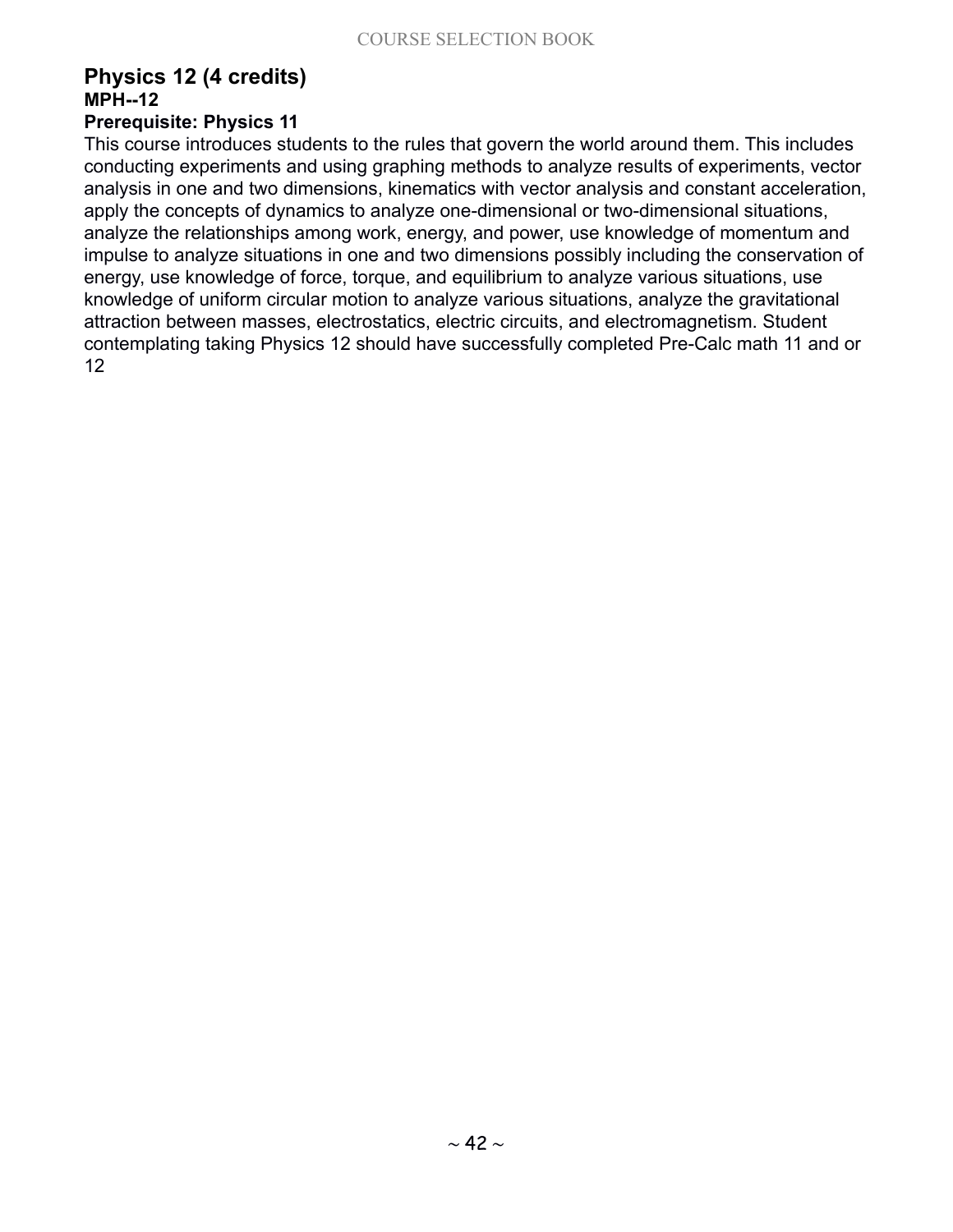## Physics 12 (4 credits)

**MPH--12**

**Prerequisite: Physics 11**

This course introduces students to the rules that govern the world around them. This includes conducting experiments and using graphing methods to analyze results of experiments, vector analysis in one and two dimensions, kinematics with vector analysis and constant acceleration, apply the concepts of dynamics to analyze one-dimensional or two-dimensional situations, analyze the relationships among work, energy, and power, use knowledge of momentum and impulse to analyze situations in one and two dimensions possibly including the conservation of energy, use knowledge of force, torque, and equilibrium to analyze various situations, use knowledge of uniform circular motion to analyze various situations, analyze the gravitational attraction between masses, electrostatics, electric circuits, and electromagnetism. Student contemplating taking Physics 12 should have successfully completed Pre-Calc math 11 and or 12